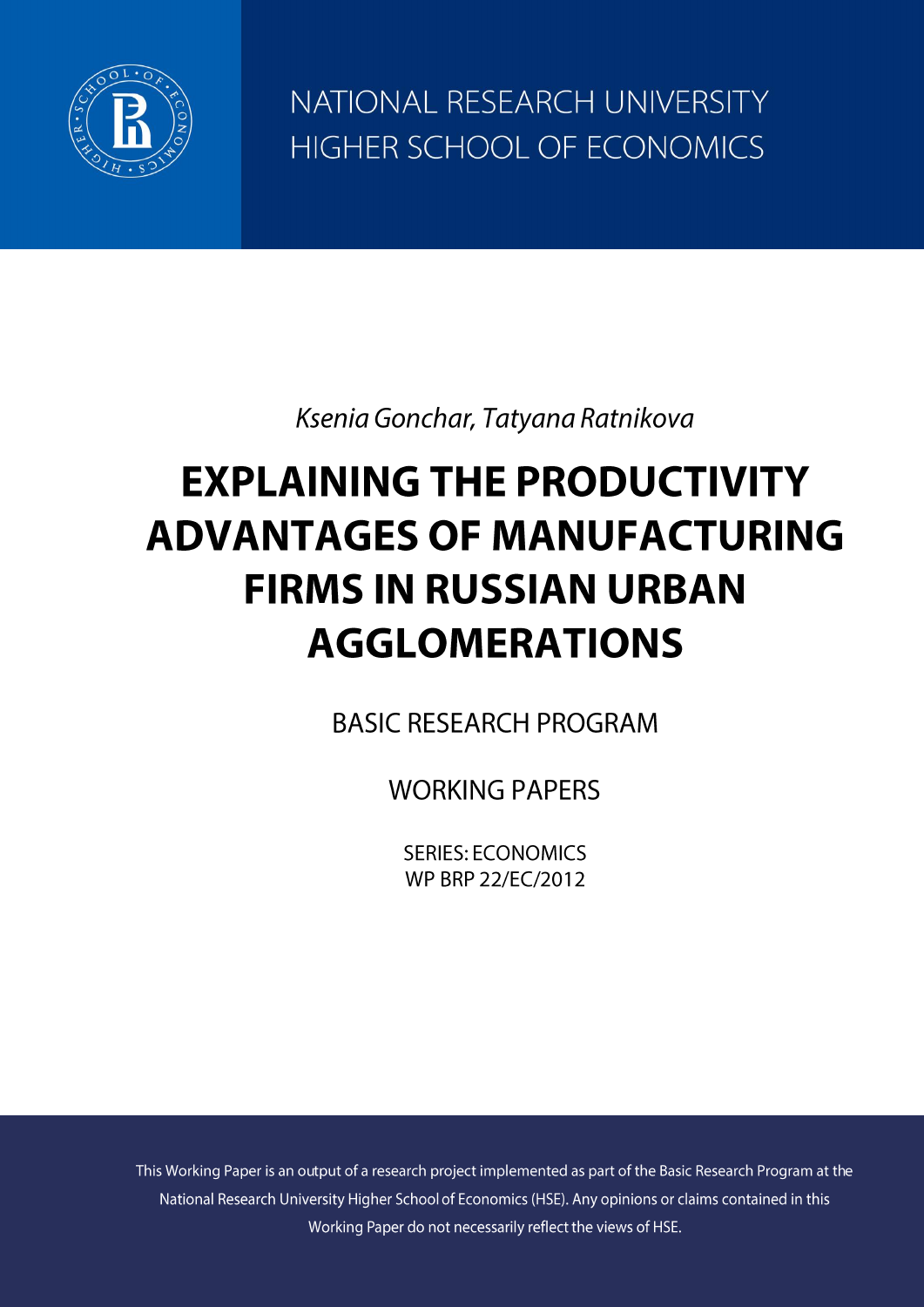NATIONAL RESEARCH UNIVERSITY
HIGHER SCHOOL OF ECONOMICS

*Ksenia Gonchar, Tatyana Ratnikova*

# EXPLAINING THE PRODUCTIVITY ADVANTAGES OF MANUFACTURING FIRMS IN RUSSIAN URBAN AGGLOMERATIONS

BASIC RESEARCH PROGRAM

WORKING PAPERS

SERIES: ECONOMICS
WP BRP 22/EC/2012

This Working Paper is an output of a research project implemented as part of the Basic Research Program at the National Research University Higher School of Economics (HSE). Any opinions or claims contained in this Working Paper do not necessarily reflect the views of HSE.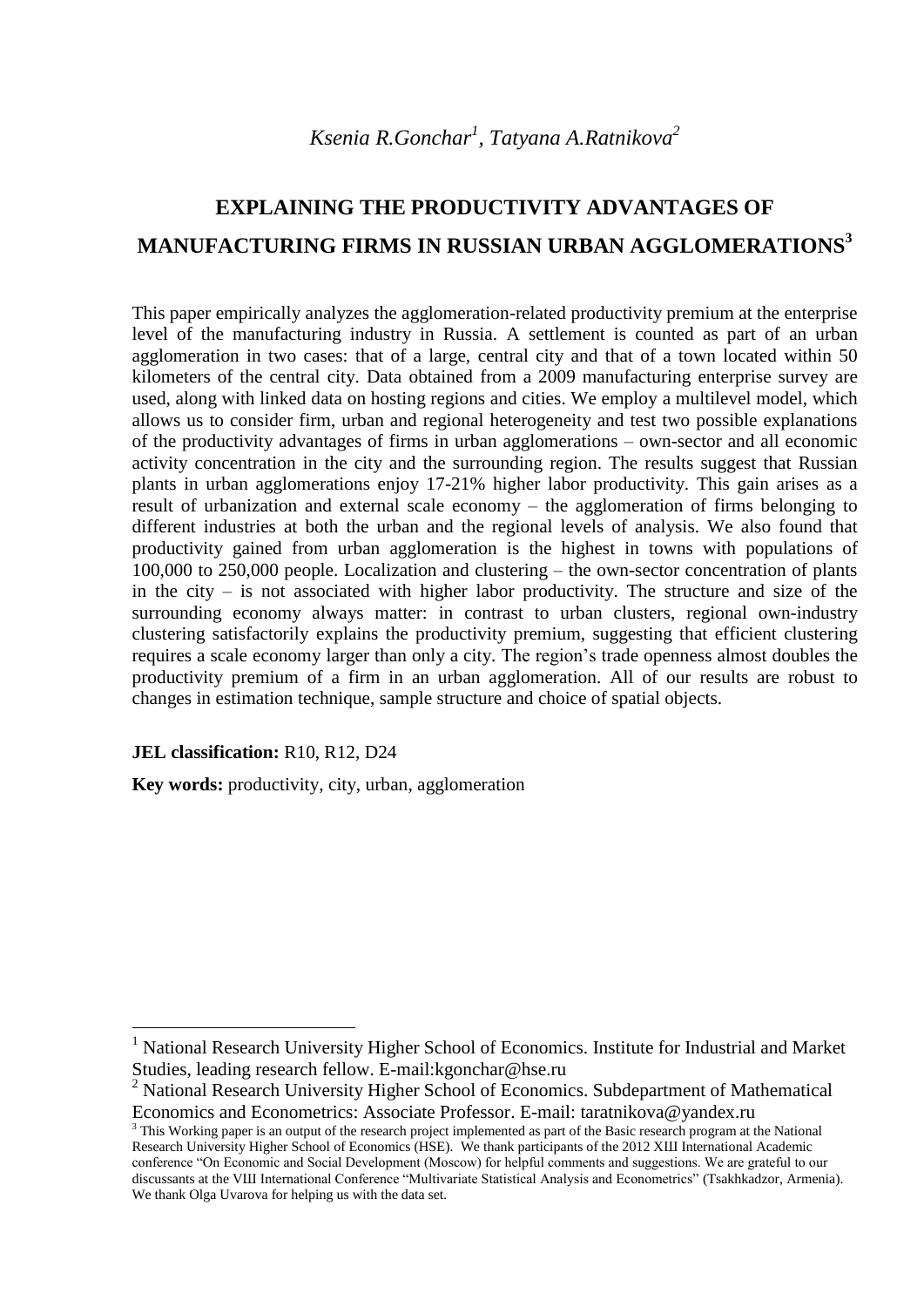*Ksenia R.Gonchar*[1], *Tatyana A.Ratnikova*[2]

# EXPLAINING THE PRODUCTIVITY ADVANTAGES OF MANUFACTURING FIRMS IN RUSSIAN URBAN AGGLOMERATIONS[3]

This paper empirically analyzes the agglomeration-related productivity premium at the enterprise level of the manufacturing industry in Russia. A settlement is counted as part of an urban agglomeration in two cases: that of a large, central city and that of a town located within 50 kilometers of the central city. Data obtained from a 2009 manufacturing enterprise survey are used, along with linked data on hosting regions and cities. We employ a multilevel model, which allows us to consider firm, urban and regional heterogeneity and test two possible explanations of the productivity advantages of firms in urban agglomerations – own-sector and all economic activity concentration in the city and the surrounding region. The results suggest that Russian plants in urban agglomerations enjoy 17-21% higher labor productivity. This gain arises as a result of urbanization and external scale economy – the agglomeration of firms belonging to different industries at both the urban and the regional levels of analysis. We also found that productivity gained from urban agglomeration is the highest in towns with populations of 100,000 to 250,000 people. Localization and clustering – the own-sector concentration of plants in the city – is not associated with higher labor productivity. The structure and size of the surrounding economy always matter: in contrast to urban clusters, regional own-industry clustering satisfactorily explains the productivity premium, suggesting that efficient clustering requires a scale economy larger than only a city. The region's trade openness almost doubles the productivity premium of a firm in an urban agglomeration. All of our results are robust to changes in estimation technique, sample structure and choice of spatial objects.

**JEL classification:** R10, R12, D24

**Key words:** productivity, city, urban, agglomeration

---

[1] National Research University Higher School of Economics. Institute for Industrial and Market Studies, leading research fellow. E-mail:kgonchar@hse.ru

[2] National Research University Higher School of Economics. Subdepartment of Mathematical Economics and Econometrics: Associate Professor. E-mail: taratnikova@yandex.ru

[3] This Working paper is an output of the research project implemented as part of the Basic research program at the National Research University Higher School of Economics (HSE). We thank participants of the 2012 XIII International Academic conference "On Economic and Social Development (Moscow) for helpful comments and suggestions. We are grateful to our discussants at the VIII International Conference "Multivariate Statistical Analysis and Econometrics" (Tsakhkadzor, Armenia). We thank Olga Uvarova for helping us with the data set.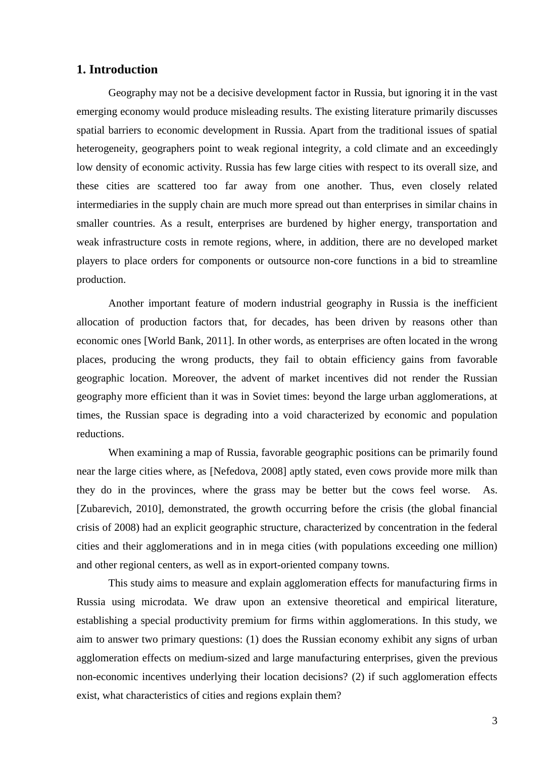## 1. Introduction

Geography may not be a decisive development factor in Russia, but ignoring it in the vast emerging economy would produce misleading results. The existing literature primarily discusses spatial barriers to economic development in Russia. Apart from the traditional issues of spatial heterogeneity, geographers point to weak regional integrity, a cold climate and an exceedingly low density of economic activity. Russia has few large cities with respect to its overall size, and these cities are scattered too far away from one another. Thus, even closely related intermediaries in the supply chain are much more spread out than enterprises in similar chains in smaller countries. As a result, enterprises are burdened by higher energy, transportation and weak infrastructure costs in remote regions, where, in addition, there are no developed market players to place orders for components or outsource non-core functions in a bid to streamline production.

Another important feature of modern industrial geography in Russia is the inefficient allocation of production factors that, for decades, has been driven by reasons other than economic ones [World Bank, 2011]. In other words, as enterprises are often located in the wrong places, producing the wrong products, they fail to obtain efficiency gains from favorable geographic location. Moreover, the advent of market incentives did not render the Russian geography more efficient than it was in Soviet times: beyond the large urban agglomerations, at times, the Russian space is degrading into a void characterized by economic and population reductions.

When examining a map of Russia, favorable geographic positions can be primarily found near the large cities where, as [Nefedova, 2008] aptly stated, even cows provide more milk than they do in the provinces, where the grass may be better but the cows feel worse. As. [Zubarevich, 2010], demonstrated, the growth occurring before the crisis (the global financial crisis of 2008) had an explicit geographic structure, characterized by concentration in the federal cities and their agglomerations and in in mega cities (with populations exceeding one million) and other regional centers, as well as in export-oriented company towns.

This study aims to measure and explain agglomeration effects for manufacturing firms in Russia using microdata. We draw upon an extensive theoretical and empirical literature, establishing a special productivity premium for firms within agglomerations. In this study, we aim to answer two primary questions: (1) does the Russian economy exhibit any signs of urban agglomeration effects on medium-sized and large manufacturing enterprises, given the previous non-economic incentives underlying their location decisions? (2) if such agglomeration effects exist, what characteristics of cities and regions explain them?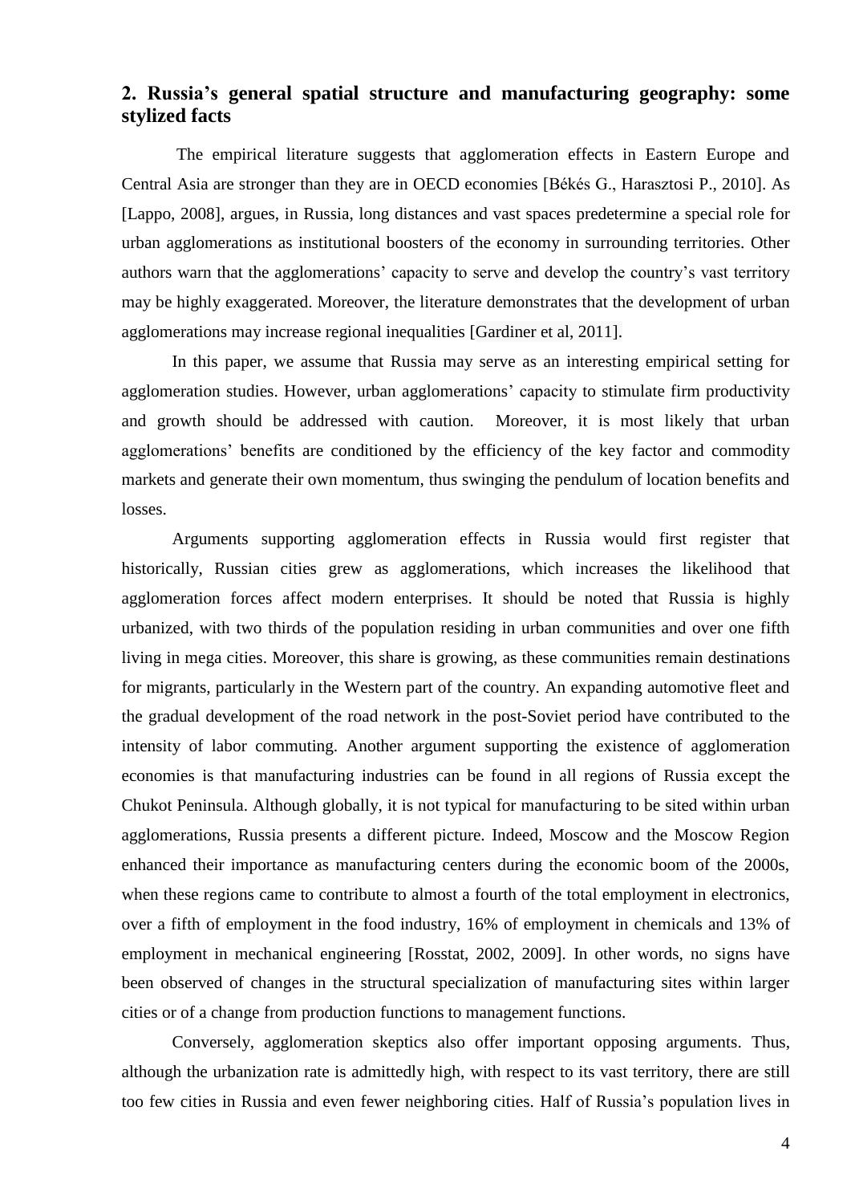## 2. Russia's general spatial structure and manufacturing geography: some stylized facts

The empirical literature suggests that agglomeration effects in Eastern Europe and Central Asia are stronger than they are in OECD economies [Békés G., Harasztosi P., 2010]. As [Lappo, 2008], argues, in Russia, long distances and vast spaces predetermine a special role for urban agglomerations as institutional boosters of the economy in surrounding territories. Other authors warn that the agglomerations' capacity to serve and develop the country's vast territory may be highly exaggerated. Moreover, the literature demonstrates that the development of urban agglomerations may increase regional inequalities [Gardiner et al, 2011].

In this paper, we assume that Russia may serve as an interesting empirical setting for agglomeration studies. However, urban agglomerations' capacity to stimulate firm productivity and growth should be addressed with caution. Moreover, it is most likely that urban agglomerations' benefits are conditioned by the efficiency of the key factor and commodity markets and generate their own momentum, thus swinging the pendulum of location benefits and losses.

Arguments supporting agglomeration effects in Russia would first register that historically, Russian cities grew as agglomerations, which increases the likelihood that agglomeration forces affect modern enterprises. It should be noted that Russia is highly urbanized, with two thirds of the population residing in urban communities and over one fifth living in mega cities. Moreover, this share is growing, as these communities remain destinations for migrants, particularly in the Western part of the country. An expanding automotive fleet and the gradual development of the road network in the post-Soviet period have contributed to the intensity of labor commuting. Another argument supporting the existence of agglomeration economies is that manufacturing industries can be found in all regions of Russia except the Chukot Peninsula. Although globally, it is not typical for manufacturing to be sited within urban agglomerations, Russia presents a different picture. Indeed, Moscow and the Moscow Region enhanced their importance as manufacturing centers during the economic boom of the 2000s, when these regions came to contribute to almost a fourth of the total employment in electronics, over a fifth of employment in the food industry, 16% of employment in chemicals and 13% of employment in mechanical engineering [Rosstat, 2002, 2009]. In other words, no signs have been observed of changes in the structural specialization of manufacturing sites within larger cities or of a change from production functions to management functions.

Conversely, agglomeration skeptics also offer important opposing arguments. Thus, although the urbanization rate is admittedly high, with respect to its vast territory, there are still too few cities in Russia and even fewer neighboring cities. Half of Russia's population lives in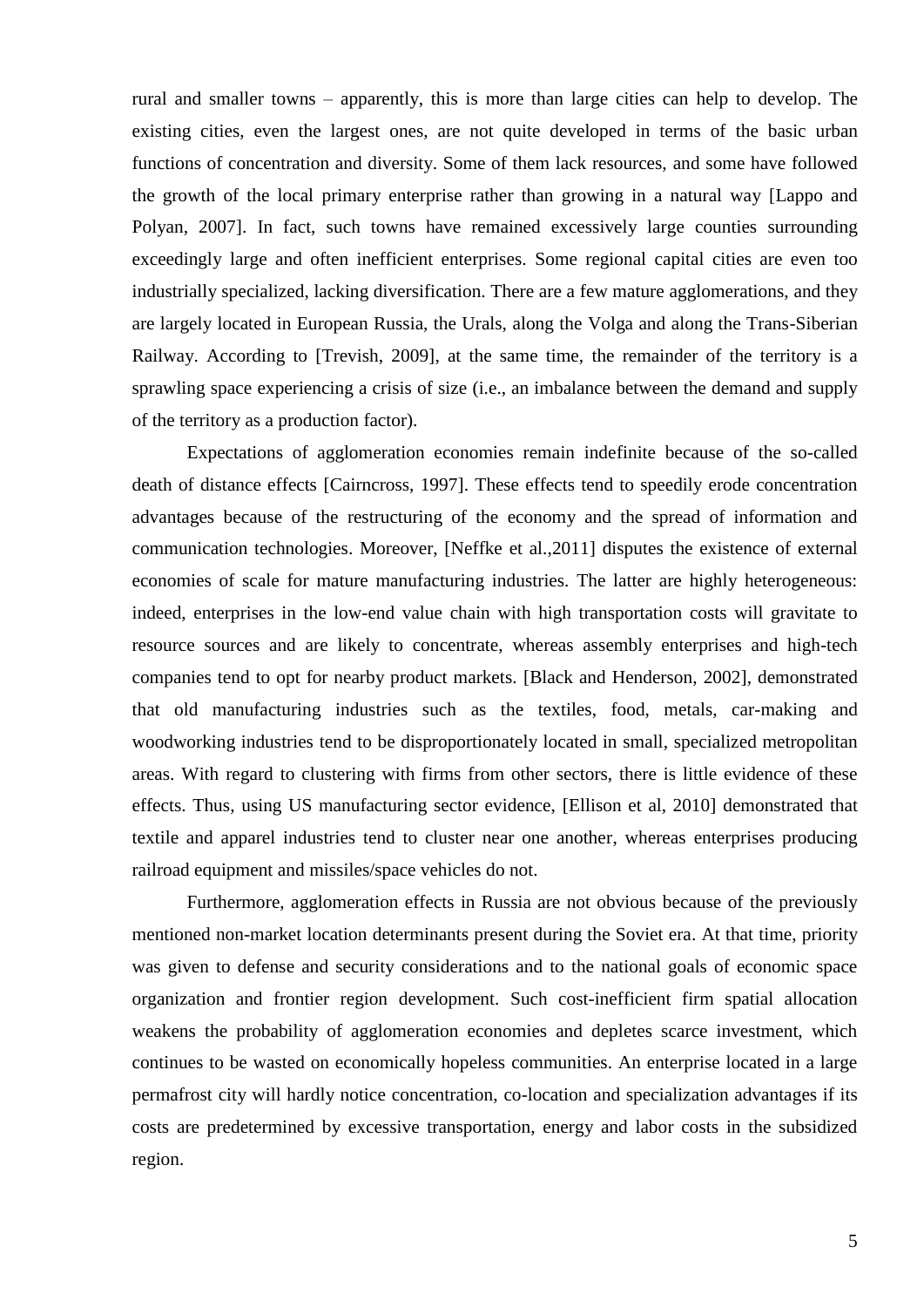rural and smaller towns – apparently, this is more than large cities can help to develop. The existing cities, even the largest ones, are not quite developed in terms of the basic urban functions of concentration and diversity. Some of them lack resources, and some have followed the growth of the local primary enterprise rather than growing in a natural way [Lappo and Polyan, 2007]. In fact, such towns have remained excessively large counties surrounding exceedingly large and often inefficient enterprises. Some regional capital cities are even too industrially specialized, lacking diversification. There are a few mature agglomerations, and they are largely located in European Russia, the Urals, along the Volga and along the Trans-Siberian Railway. According to [Trevish, 2009], at the same time, the remainder of the territory is a sprawling space experiencing a crisis of size (i.e., an imbalance between the demand and supply of the territory as a production factor).

Expectations of agglomeration economies remain indefinite because of the so-called death of distance effects [Cairncross, 1997]. These effects tend to speedily erode concentration advantages because of the restructuring of the economy and the spread of information and communication technologies. Moreover, [Neffke et al.,2011] disputes the existence of external economies of scale for mature manufacturing industries. The latter are highly heterogeneous: indeed, enterprises in the low-end value chain with high transportation costs will gravitate to resource sources and are likely to concentrate, whereas assembly enterprises and high-tech companies tend to opt for nearby product markets. [Black and Henderson, 2002], demonstrated that old manufacturing industries such as the textiles, food, metals, car-making and woodworking industries tend to be disproportionately located in small, specialized metropolitan areas. With regard to clustering with firms from other sectors, there is little evidence of these effects. Thus, using US manufacturing sector evidence, [Ellison et al, 2010] demonstrated that textile and apparel industries tend to cluster near one another, whereas enterprises producing railroad equipment and missiles/space vehicles do not.

Furthermore, agglomeration effects in Russia are not obvious because of the previously mentioned non-market location determinants present during the Soviet era. At that time, priority was given to defense and security considerations and to the national goals of economic space organization and frontier region development. Such cost-inefficient firm spatial allocation weakens the probability of agglomeration economies and depletes scarce investment, which continues to be wasted on economically hopeless communities. An enterprise located in a large permafrost city will hardly notice concentration, co-location and specialization advantages if its costs are predetermined by excessive transportation, energy and labor costs in the subsidized region.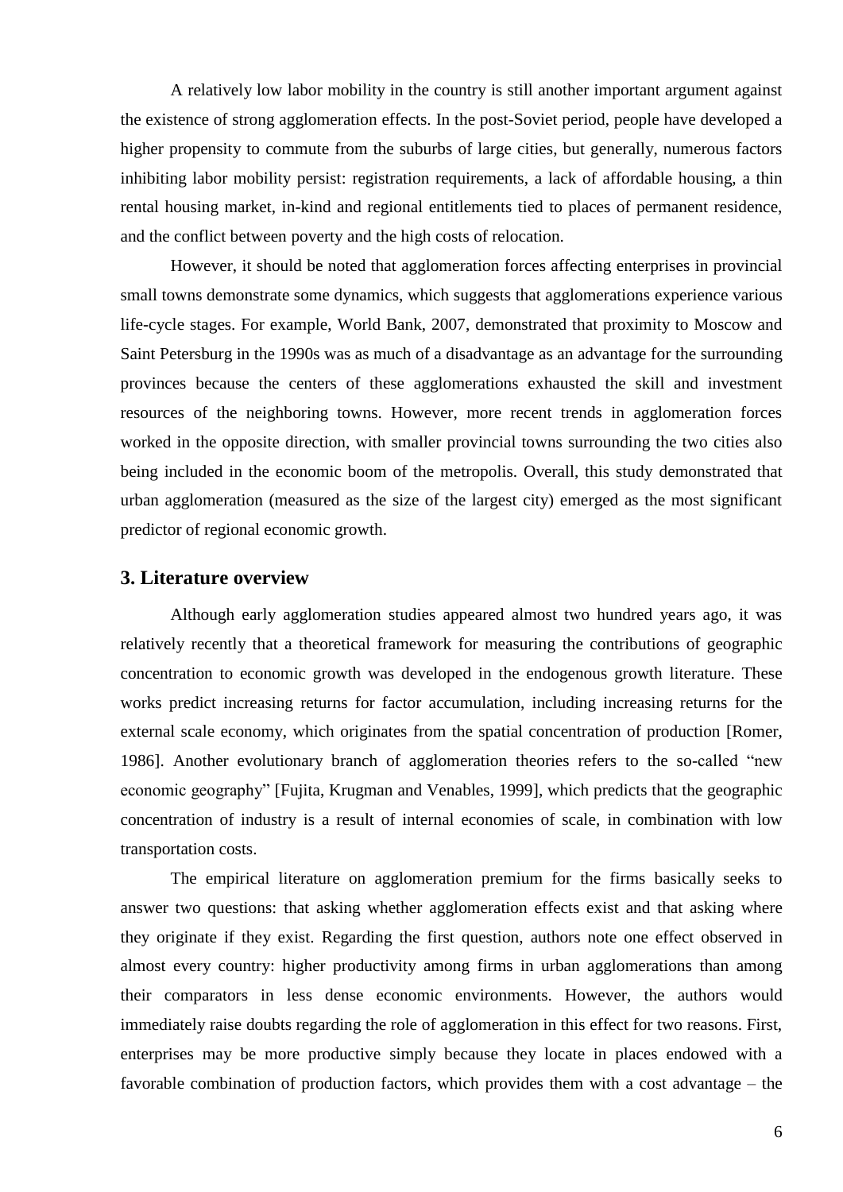A relatively low labor mobility in the country is still another important argument against the existence of strong agglomeration effects. In the post-Soviet period, people have developed a higher propensity to commute from the suburbs of large cities, but generally, numerous factors inhibiting labor mobility persist: registration requirements, a lack of affordable housing, a thin rental housing market, in-kind and regional entitlements tied to places of permanent residence, and the conflict between poverty and the high costs of relocation.

However, it should be noted that agglomeration forces affecting enterprises in provincial small towns demonstrate some dynamics, which suggests that agglomerations experience various life-cycle stages. For example, World Bank, 2007, demonstrated that proximity to Moscow and Saint Petersburg in the 1990s was as much of a disadvantage as an advantage for the surrounding provinces because the centers of these agglomerations exhausted the skill and investment resources of the neighboring towns. However, more recent trends in agglomeration forces worked in the opposite direction, with smaller provincial towns surrounding the two cities also being included in the economic boom of the metropolis. Overall, this study demonstrated that urban agglomeration (measured as the size of the largest city) emerged as the most significant predictor of regional economic growth.

## 3. Literature overview

Although early agglomeration studies appeared almost two hundred years ago, it was relatively recently that a theoretical framework for measuring the contributions of geographic concentration to economic growth was developed in the endogenous growth literature. These works predict increasing returns for factor accumulation, including increasing returns for the external scale economy, which originates from the spatial concentration of production [Romer, 1986]. Another evolutionary branch of agglomeration theories refers to the so-called "new economic geography" [Fujita, Krugman and Venables, 1999], which predicts that the geographic concentration of industry is a result of internal economies of scale, in combination with low transportation costs.

The empirical literature on agglomeration premium for the firms basically seeks to answer two questions: that asking whether agglomeration effects exist and that asking where they originate if they exist. Regarding the first question, authors note one effect observed in almost every country: higher productivity among firms in urban agglomerations than among their comparators in less dense economic environments. However, the authors would immediately raise doubts regarding the role of agglomeration in this effect for two reasons. First, enterprises may be more productive simply because they locate in places endowed with a favorable combination of production factors, which provides them with a cost advantage – the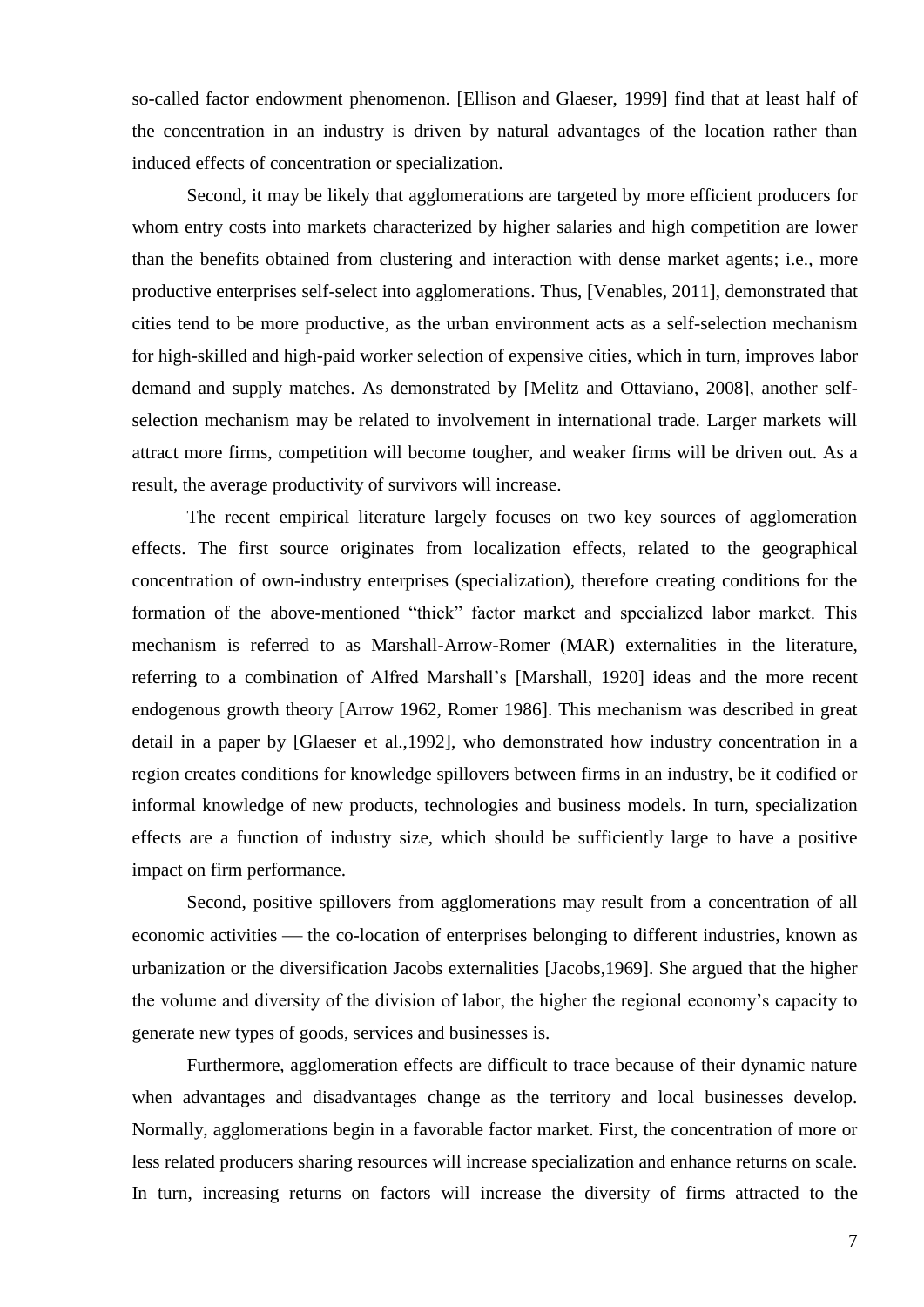so-called factor endowment phenomenon. [Ellison and Glaeser, 1999] find that at least half of the concentration in an industry is driven by natural advantages of the location rather than induced effects of concentration or specialization.

Second, it may be likely that agglomerations are targeted by more efficient producers for whom entry costs into markets characterized by higher salaries and high competition are lower than the benefits obtained from clustering and interaction with dense market agents; i.e., more productive enterprises self-select into agglomerations. Thus, [Venables, 2011], demonstrated that cities tend to be more productive, as the urban environment acts as a self-selection mechanism for high-skilled and high-paid worker selection of expensive cities, which in turn, improves labor demand and supply matches. As demonstrated by [Melitz and Ottaviano, 2008], another self-selection mechanism may be related to involvement in international trade. Larger markets will attract more firms, competition will become tougher, and weaker firms will be driven out. As a result, the average productivity of survivors will increase.

The recent empirical literature largely focuses on two key sources of agglomeration effects. The first source originates from localization effects, related to the geographical concentration of own-industry enterprises (specialization), therefore creating conditions for the formation of the above-mentioned "thick" factor market and specialized labor market. This mechanism is referred to as Marshall-Arrow-Romer (MAR) externalities in the literature, referring to a combination of Alfred Marshall's [Marshall, 1920] ideas and the more recent endogenous growth theory [Arrow 1962, Romer 1986]. This mechanism was described in great detail in a paper by [Glaeser et al.,1992], who demonstrated how industry concentration in a region creates conditions for knowledge spillovers between firms in an industry, be it codified or informal knowledge of new products, technologies and business models. In turn, specialization effects are a function of industry size, which should be sufficiently large to have a positive impact on firm performance.

Second, positive spillovers from agglomerations may result from a concentration of all economic activities — the co-location of enterprises belonging to different industries, known as urbanization or the diversification Jacobs externalities [Jacobs,1969]. She argued that the higher the volume and diversity of the division of labor, the higher the regional economy's capacity to generate new types of goods, services and businesses is.

Furthermore, agglomeration effects are difficult to trace because of their dynamic nature when advantages and disadvantages change as the territory and local businesses develop. Normally, agglomerations begin in a favorable factor market. First, the concentration of more or less related producers sharing resources will increase specialization and enhance returns on scale. In turn, increasing returns on factors will increase the diversity of firms attracted to the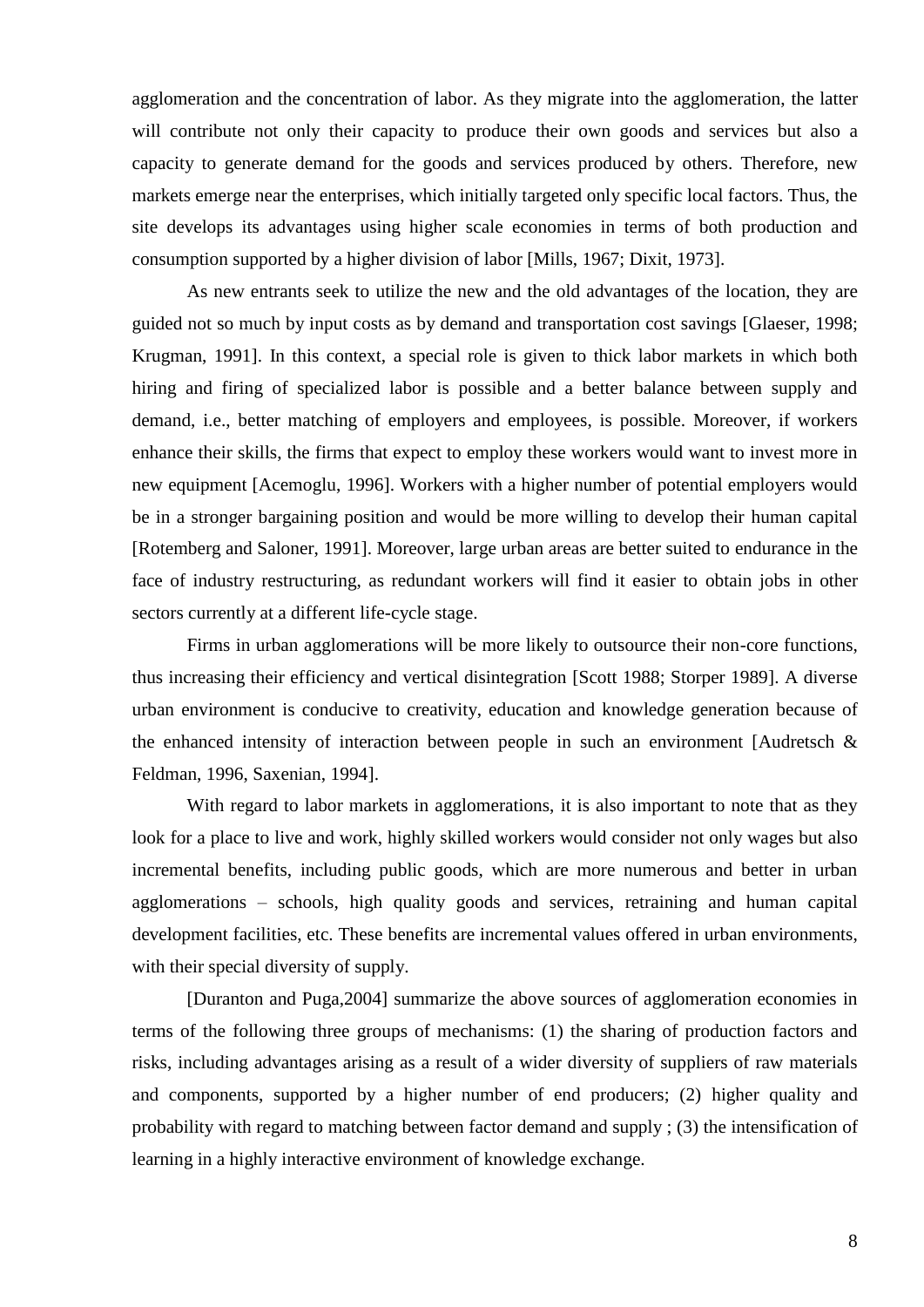agglomeration and the concentration of labor. As they migrate into the agglomeration, the latter will contribute not only their capacity to produce their own goods and services but also a capacity to generate demand for the goods and services produced by others. Therefore, new markets emerge near the enterprises, which initially targeted only specific local factors. Thus, the site develops its advantages using higher scale economies in terms of both production and consumption supported by a higher division of labor [Mills, 1967; Dixit, 1973].

As new entrants seek to utilize the new and the old advantages of the location, they are guided not so much by input costs as by demand and transportation cost savings [Glaeser, 1998; Krugman, 1991]. In this context, a special role is given to thick labor markets in which both hiring and firing of specialized labor is possible and a better balance between supply and demand, i.e., better matching of employers and employees, is possible. Moreover, if workers enhance their skills, the firms that expect to employ these workers would want to invest more in new equipment [Acemoglu, 1996]. Workers with a higher number of potential employers would be in a stronger bargaining position and would be more willing to develop their human capital [Rotemberg and Saloner, 1991]. Moreover, large urban areas are better suited to endurance in the face of industry restructuring, as redundant workers will find it easier to obtain jobs in other sectors currently at a different life-cycle stage.

Firms in urban agglomerations will be more likely to outsource their non-core functions, thus increasing their efficiency and vertical disintegration [Scott 1988; Storper 1989]. A diverse urban environment is conducive to creativity, education and knowledge generation because of the enhanced intensity of interaction between people in such an environment [Audretsch & Feldman, 1996, Saxenian, 1994].

With regard to labor markets in agglomerations, it is also important to note that as they look for a place to live and work, highly skilled workers would consider not only wages but also incremental benefits, including public goods, which are more numerous and better in urban agglomerations – schools, high quality goods and services, retraining and human capital development facilities, etc. These benefits are incremental values offered in urban environments, with their special diversity of supply.

[Duranton and Puga,2004] summarize the above sources of agglomeration economies in terms of the following three groups of mechanisms: (1) the sharing of production factors and risks, including advantages arising as a result of a wider diversity of suppliers of raw materials and components, supported by a higher number of end producers; (2) higher quality and probability with regard to matching between factor demand and supply ; (3) the intensification of learning in a highly interactive environment of knowledge exchange.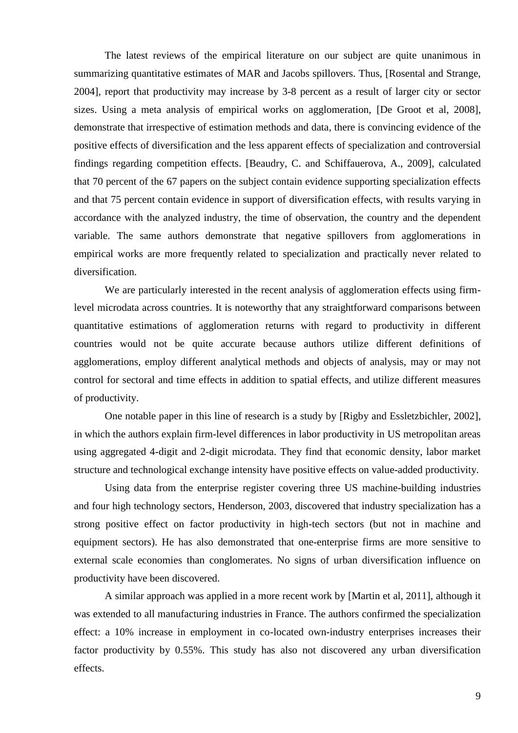The latest reviews of the empirical literature on our subject are quite unanimous in summarizing quantitative estimates of MAR and Jacobs spillovers. Thus, [Rosental and Strange, 2004], report that productivity may increase by 3-8 percent as a result of larger city or sector sizes. Using a meta analysis of empirical works on agglomeration, [De Groot et al, 2008], demonstrate that irrespective of estimation methods and data, there is convincing evidence of the positive effects of diversification and the less apparent effects of specialization and controversial findings regarding competition effects. [Beaudry, C. and Schiffauerova, A., 2009], calculated that 70 percent of the 67 papers on the subject contain evidence supporting specialization effects and that 75 percent contain evidence in support of diversification effects, with results varying in accordance with the analyzed industry, the time of observation, the country and the dependent variable. The same authors demonstrate that negative spillovers from agglomerations in empirical works are more frequently related to specialization and practically never related to diversification.

We are particularly interested in the recent analysis of agglomeration effects using firm-level microdata across countries. It is noteworthy that any straightforward comparisons between quantitative estimations of agglomeration returns with regard to productivity in different countries would not be quite accurate because authors utilize different definitions of agglomerations, employ different analytical methods and objects of analysis, may or may not control for sectoral and time effects in addition to spatial effects, and utilize different measures of productivity.

One notable paper in this line of research is a study by [Rigby and Essletzbichler, 2002], in which the authors explain firm-level differences in labor productivity in US metropolitan areas using aggregated 4-digit and 2-digit microdata. They find that economic density, labor market structure and technological exchange intensity have positive effects on value-added productivity.

Using data from the enterprise register covering three US machine-building industries and four high technology sectors, Henderson, 2003, discovered that industry specialization has a strong positive effect on factor productivity in high-tech sectors (but not in machine and equipment sectors). He has also demonstrated that one-enterprise firms are more sensitive to external scale economies than conglomerates. No signs of urban diversification influence on productivity have been discovered.

A similar approach was applied in a more recent work by [Martin et al, 2011], although it was extended to all manufacturing industries in France. The authors confirmed the specialization effect: a 10% increase in employment in co-located own-industry enterprises increases their factor productivity by 0.55%. This study has also not discovered any urban diversification effects.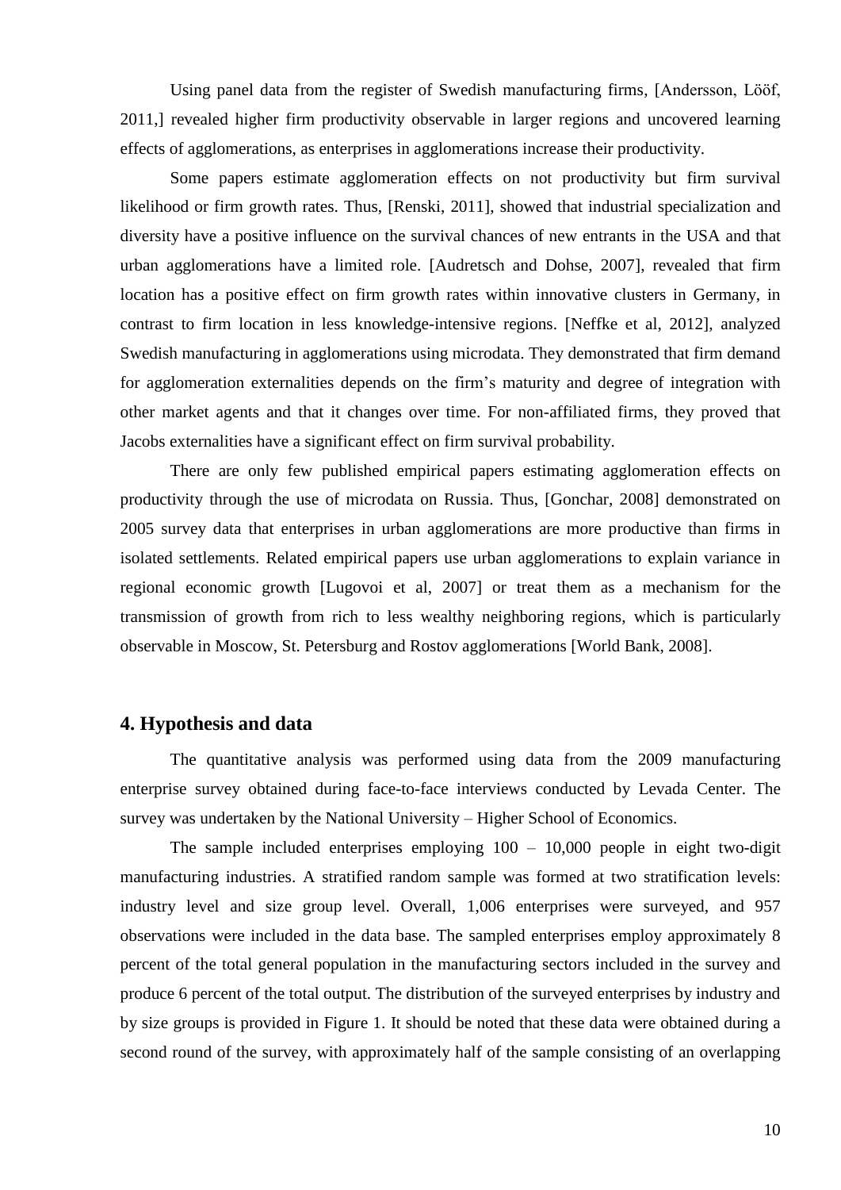Using panel data from the register of Swedish manufacturing firms, [Andersson, Lööf, 2011,] revealed higher firm productivity observable in larger regions and uncovered learning effects of agglomerations, as enterprises in agglomerations increase their productivity.

Some papers estimate agglomeration effects on not productivity but firm survival likelihood or firm growth rates. Thus, [Renski, 2011], showed that industrial specialization and diversity have a positive influence on the survival chances of new entrants in the USA and that urban agglomerations have a limited role. [Audretsch and Dohse, 2007], revealed that firm location has a positive effect on firm growth rates within innovative clusters in Germany, in contrast to firm location in less knowledge-intensive regions. [Neffke et al, 2012], analyzed Swedish manufacturing in agglomerations using microdata. They demonstrated that firm demand for agglomeration externalities depends on the firm's maturity and degree of integration with other market agents and that it changes over time. For non-affiliated firms, they proved that Jacobs externalities have a significant effect on firm survival probability.

There are only few published empirical papers estimating agglomeration effects on productivity through the use of microdata on Russia. Thus, [Gonchar, 2008] demonstrated on 2005 survey data that enterprises in urban agglomerations are more productive than firms in isolated settlements. Related empirical papers use urban agglomerations to explain variance in regional economic growth [Lugovoi et al, 2007] or treat them as a mechanism for the transmission of growth from rich to less wealthy neighboring regions, which is particularly observable in Moscow, St. Petersburg and Rostov agglomerations [World Bank, 2008].

## 4. Hypothesis and data

The quantitative analysis was performed using data from the 2009 manufacturing enterprise survey obtained during face-to-face interviews conducted by Levada Center. The survey was undertaken by the National University – Higher School of Economics.

The sample included enterprises employing 100 – 10,000 people in eight two-digit manufacturing industries. A stratified random sample was formed at two stratification levels: industry level and size group level. Overall, 1,006 enterprises were surveyed, and 957 observations were included in the data base. The sampled enterprises employ approximately 8 percent of the total general population in the manufacturing sectors included in the survey and produce 6 percent of the total output. The distribution of the surveyed enterprises by industry and by size groups is provided in Figure 1. It should be noted that these data were obtained during a second round of the survey, with approximately half of the sample consisting of an overlapping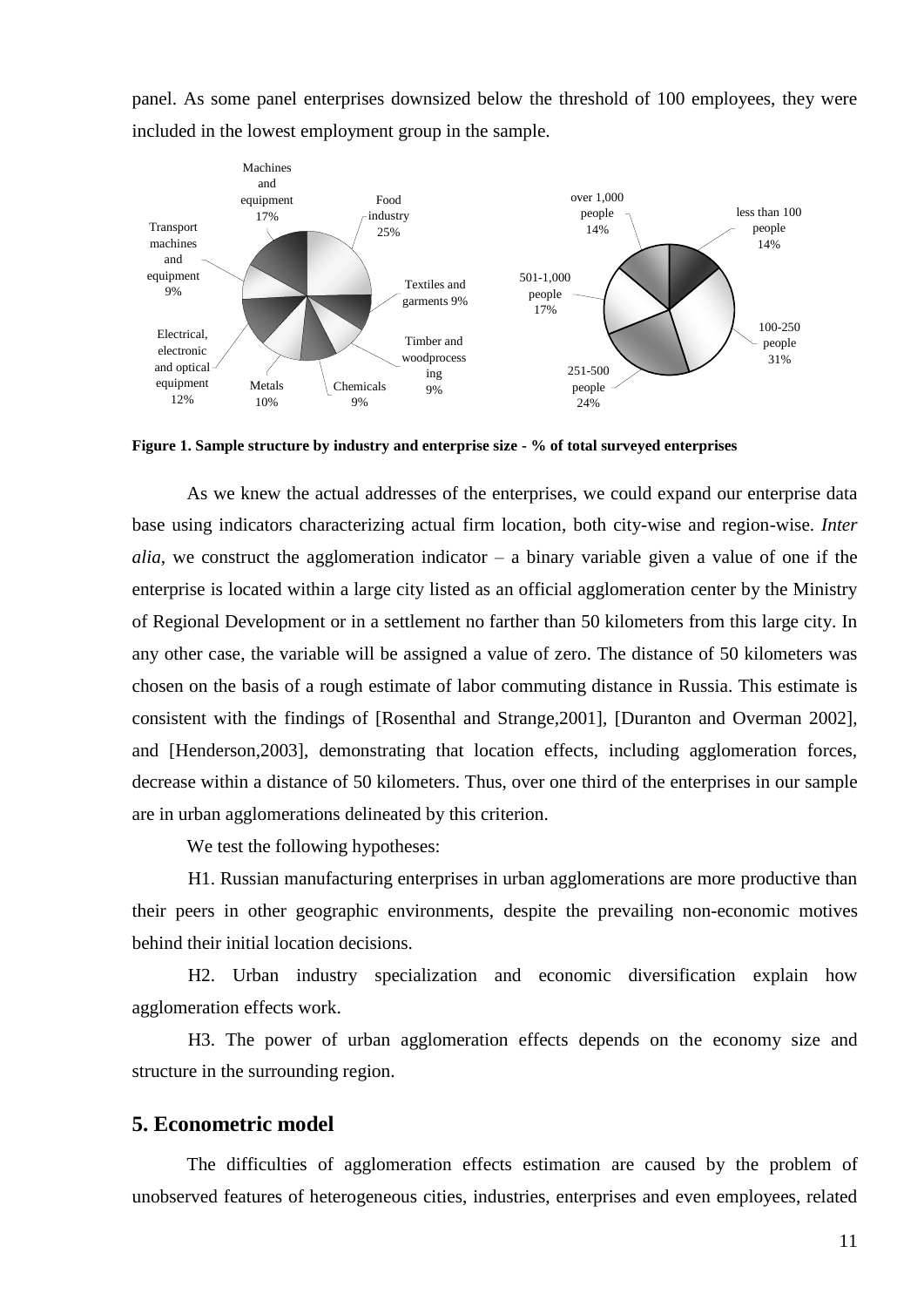panel. As some panel enterprises downsized below the threshold of 100 employees, they were included in the lowest employment group in the sample.

**Figure 1. Sample structure by industry and enterprise size - % of total surveyed enterprises**

As we knew the actual addresses of the enterprises, we could expand our enterprise data base using indicators characterizing actual firm location, both city-wise and region-wise. *Inter alia*, we construct the agglomeration indicator – a binary variable given a value of one if the enterprise is located within a large city listed as an official agglomeration center by the Ministry of Regional Development or in a settlement no farther than 50 kilometers from this large city. In any other case, the variable will be assigned a value of zero. The distance of 50 kilometers was chosen on the basis of a rough estimate of labor commuting distance in Russia. This estimate is consistent with the findings of [Rosenthal and Strange,2001], [Duranton and Overman 2002], and [Henderson,2003], demonstrating that location effects, including agglomeration forces, decrease within a distance of 50 kilometers. Thus, over one third of the enterprises in our sample are in urban agglomerations delineated by this criterion.

We test the following hypotheses:

H1. Russian manufacturing enterprises in urban agglomerations are more productive than their peers in other geographic environments, despite the prevailing non-economic motives behind their initial location decisions.

H2. Urban industry specialization and economic diversification explain how agglomeration effects work.

H3. The power of urban agglomeration effects depends on the economy size and structure in the surrounding region.

## 5. Econometric model

The difficulties of agglomeration effects estimation are caused by the problem of unobserved features of heterogeneous cities, industries, enterprises and even employees, related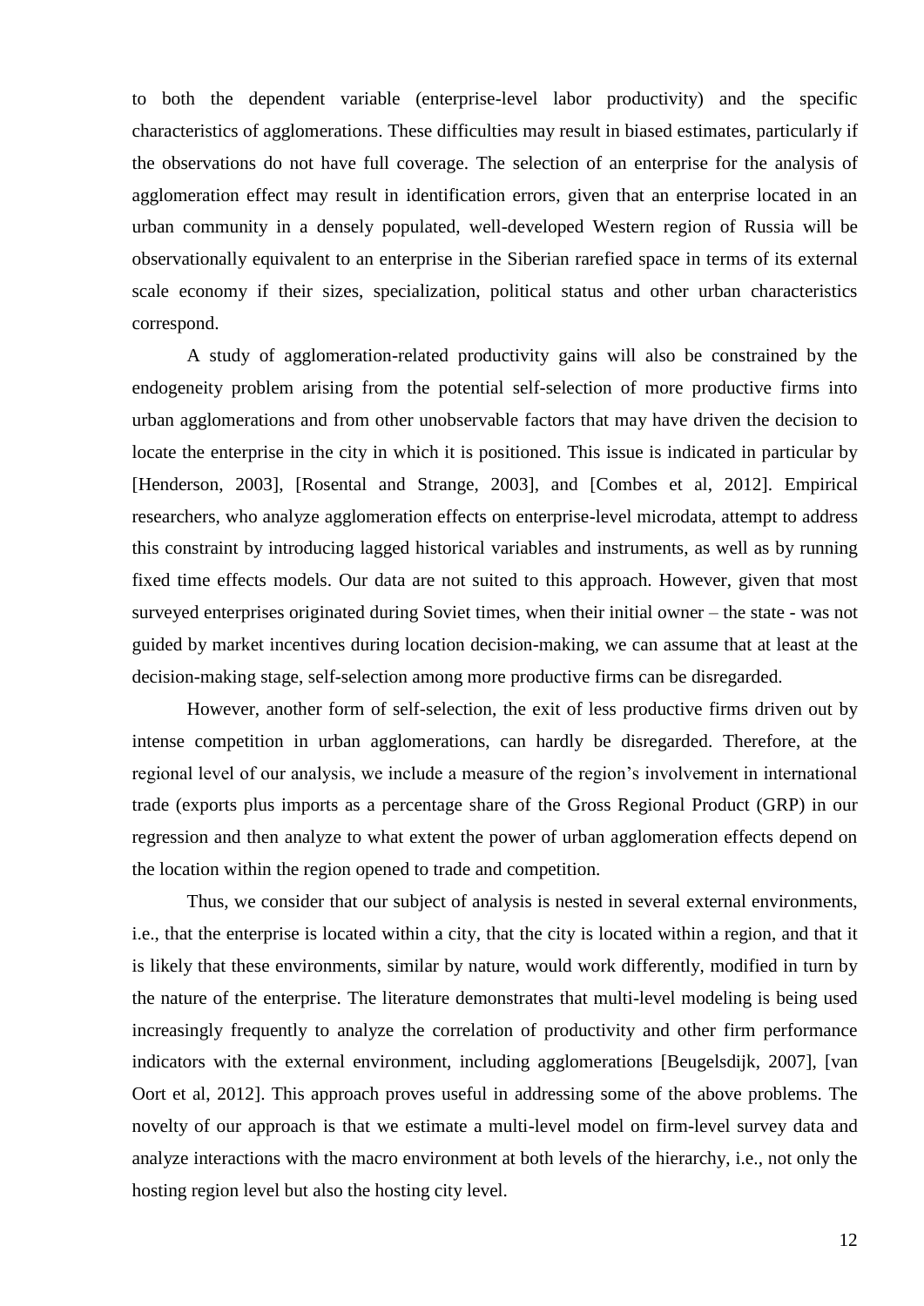to both the dependent variable (enterprise-level labor productivity) and the specific characteristics of agglomerations. These difficulties may result in biased estimates, particularly if the observations do not have full coverage. The selection of an enterprise for the analysis of agglomeration effect may result in identification errors, given that an enterprise located in an urban community in a densely populated, well-developed Western region of Russia will be observationally equivalent to an enterprise in the Siberian rarefied space in terms of its external scale economy if their sizes, specialization, political status and other urban characteristics correspond.

A study of agglomeration-related productivity gains will also be constrained by the endogeneity problem arising from the potential self-selection of more productive firms into urban agglomerations and from other unobservable factors that may have driven the decision to locate the enterprise in the city in which it is positioned. This issue is indicated in particular by [Henderson, 2003], [Rosental and Strange, 2003], and [Combes et al, 2012]. Empirical researchers, who analyze agglomeration effects on enterprise-level microdata, attempt to address this constraint by introducing lagged historical variables and instruments, as well as by running fixed time effects models. Our data are not suited to this approach. However, given that most surveyed enterprises originated during Soviet times, when their initial owner – the state - was not guided by market incentives during location decision-making, we can assume that at least at the decision-making stage, self-selection among more productive firms can be disregarded.

However, another form of self-selection, the exit of less productive firms driven out by intense competition in urban agglomerations, can hardly be disregarded. Therefore, at the regional level of our analysis, we include a measure of the region's involvement in international trade (exports plus imports as a percentage share of the Gross Regional Product (GRP) in our regression and then analyze to what extent the power of urban agglomeration effects depend on the location within the region opened to trade and competition.

Thus, we consider that our subject of analysis is nested in several external environments, i.e., that the enterprise is located within a city, that the city is located within a region, and that it is likely that these environments, similar by nature, would work differently, modified in turn by the nature of the enterprise. The literature demonstrates that multi-level modeling is being used increasingly frequently to analyze the correlation of productivity and other firm performance indicators with the external environment, including agglomerations [Beugelsdijk, 2007], [van Oort et al, 2012]. This approach proves useful in addressing some of the above problems. The novelty of our approach is that we estimate a multi-level model on firm-level survey data and analyze interactions with the macro environment at both levels of the hierarchy, i.e., not only the hosting region level but also the hosting city level.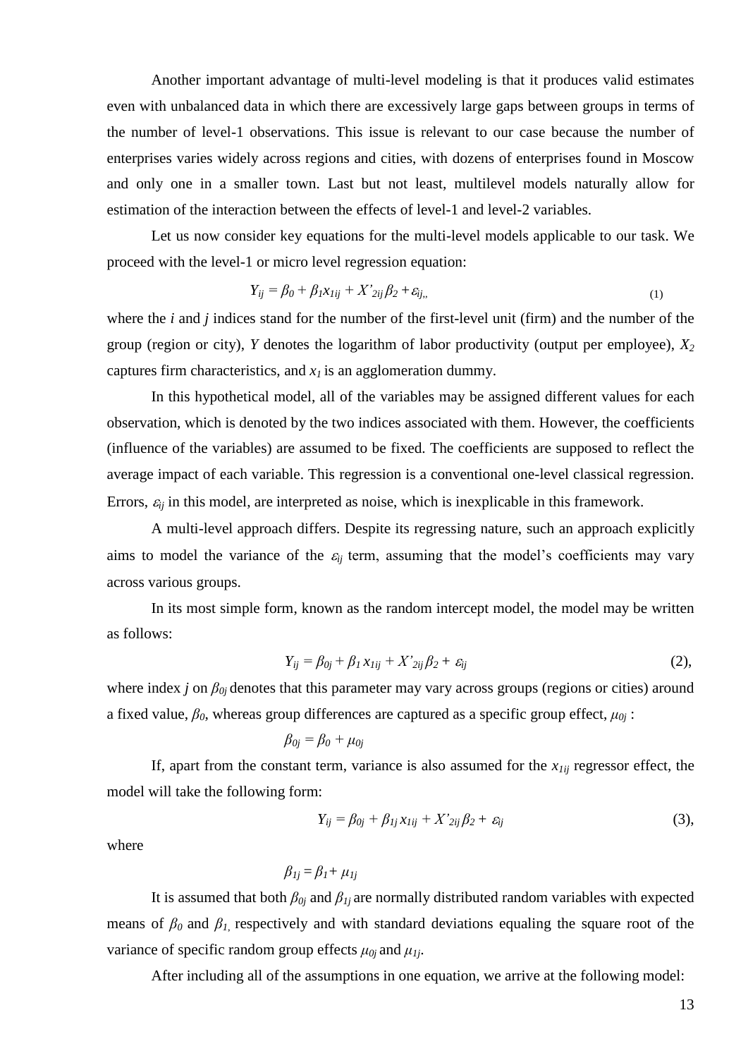Another important advantage of multi-level modeling is that it produces valid estimates even with unbalanced data in which there are excessively large gaps between groups in terms of the number of level-1 observations. This issue is relevant to our case because the number of enterprises varies widely across regions and cities, with dozens of enterprises found in Moscow and only one in a smaller town. Last but not least, multilevel models naturally allow for estimation of the interaction between the effects of level-1 and level-2 variables.

Let us now consider key equations for the multi-level models applicable to our task. We proceed with the level-1 or micro level regression equation:

$$Y_{ij} = \beta_0 + \beta_1 x_{1ij} + X'_{2ij}\beta_2 + \varepsilon_{ij},, \tag{1}$$

where the *i* and *j* indices stand for the number of the first-level unit (firm) and the number of the group (region or city), *Y* denotes the logarithm of labor productivity (output per employee), $X_2$ captures firm characteristics, and $x_1$ is an agglomeration dummy.

In this hypothetical model, all of the variables may be assigned different values for each observation, which is denoted by the two indices associated with them. However, the coefficients (influence of the variables) are assumed to be fixed. The coefficients are supposed to reflect the average impact of each variable. This regression is a conventional one-level classical regression. Errors, $\varepsilon_{ij}$ in this model, are interpreted as noise, which is inexplicable in this framework.

A multi-level approach differs. Despite its regressing nature, such an approach explicitly aims to model the variance of the $\varepsilon_{ij}$ term, assuming that the model's coefficients may vary across various groups.

In its most simple form, known as the random intercept model, the model may be written as follows:

$$Y_{ij} = \beta_{0j} + \beta_1 x_{1ij} + X'_{2ij}\beta_2 + \varepsilon_{ij} \tag{2}$$

where index *j* on $\beta_{0j}$ denotes that this parameter may vary across groups (regions or cities) around a fixed value, $\beta_0$, whereas group differences are captured as a specific group effect, $\mu_{0j}$ :

$$\beta_{0j} = \beta_0 + \mu_{0j}$$

If, apart from the constant term, variance is also assumed for the $x_{1ij}$ regressor effect, the model will take the following form:

$$Y_{ij} = \beta_{0j} + \beta_{1j} x_{1ij} + X'_{2ij}\beta_2 + \varepsilon_{ij} \tag{3}$$

where

$$\beta_{1j} = \beta_1 + \mu_{1j}$$

It is assumed that both $\beta_{0j}$ and $\beta_{1j}$ are normally distributed random variables with expected means of $\beta_0$ and $\beta_1$, respectively and with standard deviations equaling the square root of the variance of specific random group effects $\mu_{0j}$ and $\mu_{1j}$.

After including all of the assumptions in one equation, we arrive at the following model: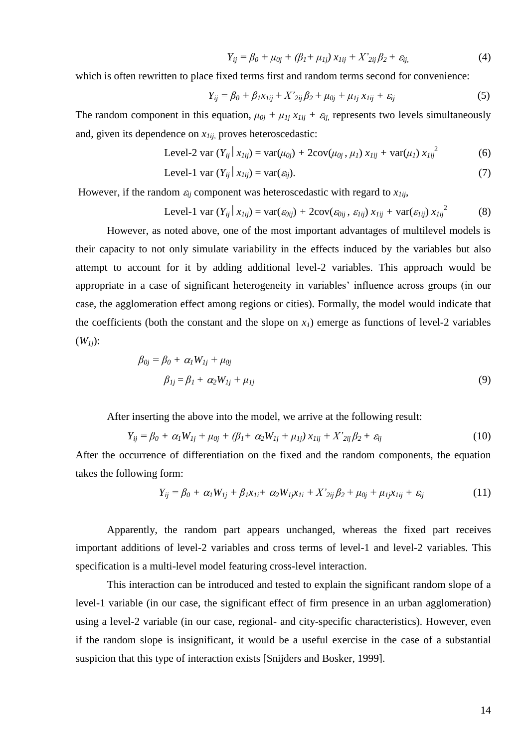$$Y_{ij} = \beta_0 + \mu_{0j} + (\beta_1 + \mu_{1j})\, x_{1ij} + X'_{2ij}\beta_2 + \varepsilon_{ij,} \tag{4}$$

which is often rewritten to place fixed terms first and random terms second for convenience:

$$Y_{ij} = \beta_0 + \beta_1 x_{1ij} + X'_{2ij}\beta_2 + \mu_{0j} + \mu_{1j}\, x_{1ij} + \varepsilon_{ij} \tag{5}$$

The random component in this equation, $\mu_{0j} + \mu_{1j}\, x_{1ij} + \varepsilon_{ij,}$ represents two levels simultaneously and, given its dependence on $x_{1ij,}$ proves heteroscedastic:

$$\text{Level-2 var } (Y_{ij} \mid x_{1ij}) = \text{var}(\mu_{0j}) + 2\text{cov}(\mu_{0j}, \mu_1)\, x_{1ij} + \text{var}(\mu_1)\, x_{1ij}^{\;2} \tag{6}$$

$$\text{Level-1 var } (Y_{ij} \mid x_{1ij}) = \text{var}(\varepsilon_{ij}). \tag{7}$$

However, if the random $\varepsilon_{ij}$ component was heteroscedastic with regard to $x_{1ij}$,

$$\text{Level-1 var } (Y_{ij} \mid x_{1ij}) = \text{var}(\varepsilon_{0ij}) + 2\text{cov}(\varepsilon_{0ij}, \varepsilon_{1ij})\, x_{1ij} + \text{var}(\varepsilon_{1ij})\, x_{1ij}^{\;2} \tag{8}$$

However, as noted above, one of the most important advantages of multilevel models is their capacity to not only simulate variability in the effects induced by the variables but also attempt to account for it by adding additional level-2 variables. This approach would be appropriate in a case of significant heterogeneity in variables' influence across groups (in our case, the agglomeration effect among regions or cities). Formally, the model would indicate that the coefficients (both the constant and the slope on $x_1$) emerge as functions of level-2 variables ($W_{1j}$):

$$\beta_{0j} = \beta_0 + \alpha_1 W_{1j} + \mu_{0j}$$
$$\beta_{1j} = \beta_1 + \alpha_2 W_{1j} + \mu_{1j} \tag{9}$$

After inserting the above into the model, we arrive at the following result:

$$Y_{ij} = \beta_0 + \alpha_1 W_{1j} + \mu_{0j} + (\beta_1 + \alpha_2 W_{1j} + \mu_{1j})\, x_{1ij} + X'_{2ij}\beta_2 + \varepsilon_{ij} \tag{10}$$

After the occurrence of differentiation on the fixed and the random components, the equation takes the following form:

$$Y_{ij} = \beta_0 + \alpha_1 W_{1j} + \beta_1 x_{1i} + \alpha_2 W_{1j} x_{1i} + X'_{2ij}\beta_2 + \mu_{0j} + \mu_{1j} x_{1ij} + \varepsilon_{ij} \tag{11}$$

Apparently, the random part appears unchanged, whereas the fixed part receives important additions of level-2 variables and cross terms of level-1 and level-2 variables. This specification is a multi-level model featuring cross-level interaction.

This interaction can be introduced and tested to explain the significant random slope of a level-1 variable (in our case, the significant effect of firm presence in an urban agglomeration) using a level-2 variable (in our case, regional- and city-specific characteristics). However, even if the random slope is insignificant, it would be a useful exercise in the case of a substantial suspicion that this type of interaction exists [Snijders and Bosker, 1999].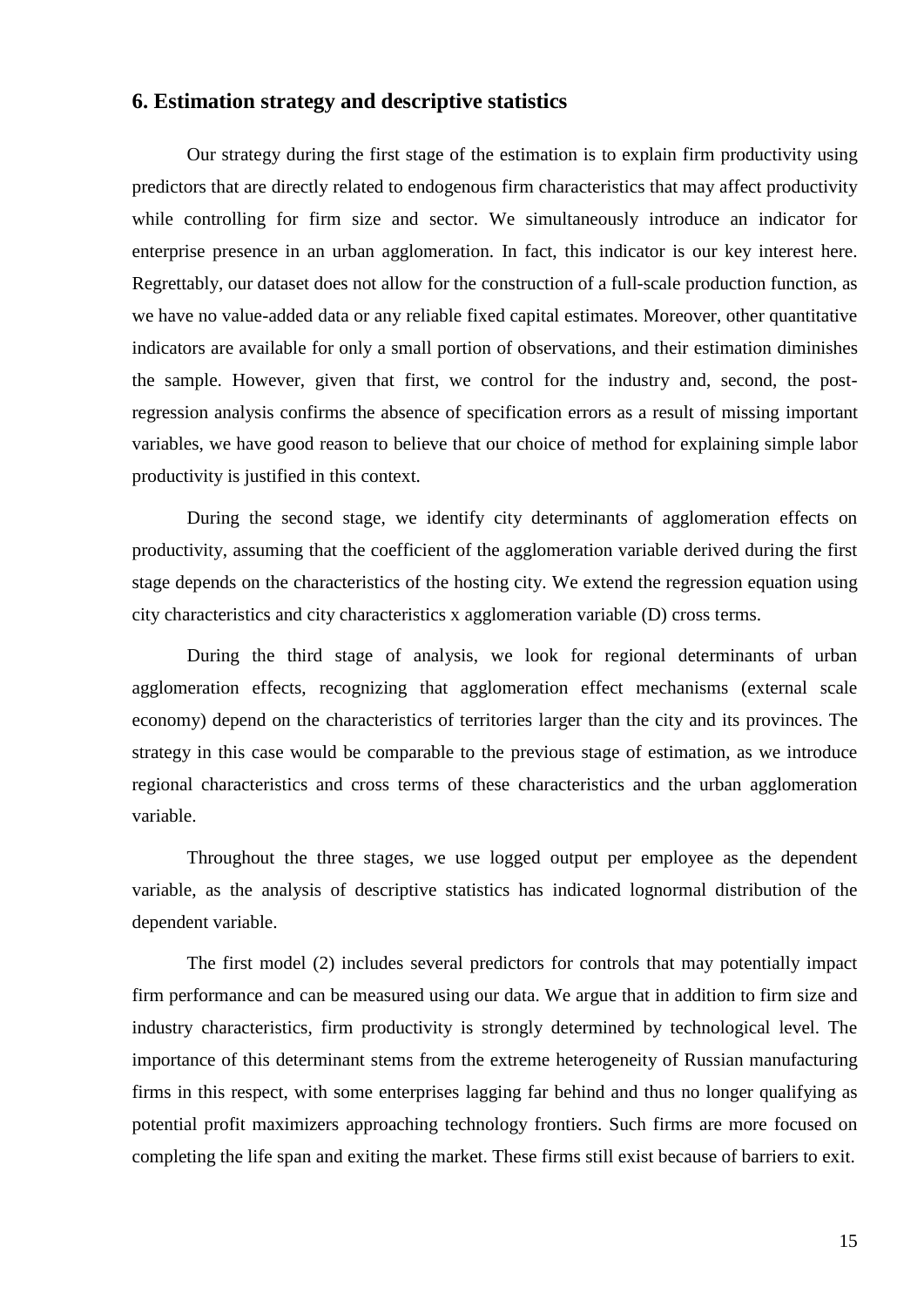## 6. Estimation strategy and descriptive statistics

Our strategy during the first stage of the estimation is to explain firm productivity using predictors that are directly related to endogenous firm characteristics that may affect productivity while controlling for firm size and sector. We simultaneously introduce an indicator for enterprise presence in an urban agglomeration. In fact, this indicator is our key interest here. Regrettably, our dataset does not allow for the construction of a full-scale production function, as we have no value-added data or any reliable fixed capital estimates. Moreover, other quantitative indicators are available for only a small portion of observations, and their estimation diminishes the sample. However, given that first, we control for the industry and, second, the post-regression analysis confirms the absence of specification errors as a result of missing important variables, we have good reason to believe that our choice of method for explaining simple labor productivity is justified in this context.

During the second stage, we identify city determinants of agglomeration effects on productivity, assuming that the coefficient of the agglomeration variable derived during the first stage depends on the characteristics of the hosting city. We extend the regression equation using city characteristics and city characteristics x agglomeration variable (D) cross terms.

During the third stage of analysis, we look for regional determinants of urban agglomeration effects, recognizing that agglomeration effect mechanisms (external scale economy) depend on the characteristics of territories larger than the city and its provinces. The strategy in this case would be comparable to the previous stage of estimation, as we introduce regional characteristics and cross terms of these characteristics and the urban agglomeration variable.

Throughout the three stages, we use logged output per employee as the dependent variable, as the analysis of descriptive statistics has indicated lognormal distribution of the dependent variable.

The first model (2) includes several predictors for controls that may potentially impact firm performance and can be measured using our data. We argue that in addition to firm size and industry characteristics, firm productivity is strongly determined by technological level. The importance of this determinant stems from the extreme heterogeneity of Russian manufacturing firms in this respect, with some enterprises lagging far behind and thus no longer qualifying as potential profit maximizers approaching technology frontiers. Such firms are more focused on completing the life span and exiting the market. These firms still exist because of barriers to exit.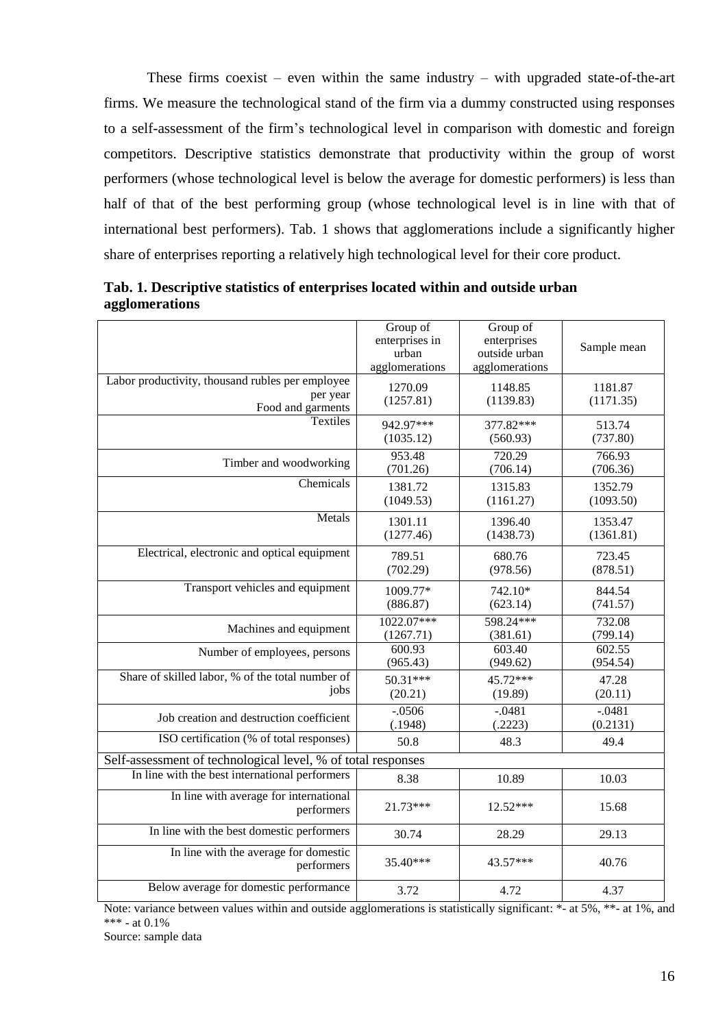These firms coexist – even within the same industry – with upgraded state-of-the-art firms. We measure the technological stand of the firm via a dummy constructed using responses to a self-assessment of the firm's technological level in comparison with domestic and foreign competitors. Descriptive statistics demonstrate that productivity within the group of worst performers (whose technological level is below the average for domestic performers) is less than half of that of the best performing group (whose technological level is in line with that of international best performers). Tab. 1 shows that agglomerations include a significantly higher share of enterprises reporting a relatively high technological level for their core product.

**Tab. 1. Descriptive statistics of enterprises located within and outside urban agglomerations**

| | Group of enterprises in urban agglomerations | Group of enterprises outside urban agglomerations | Sample mean |
|---|---|---|---|
| Labor productivity, thousand rubles per employee per year<br>Food and garments | 1270.09<br>(1257.81) | 1148.85<br>(1139.83) | 1181.87<br>(1171.35) |
| Textiles | 942.97***<br>(1035.12) | 377.82***<br>(560.93) | 513.74<br>(737.80) |
| Timber and woodworking | 953.48<br>(701.26) | 720.29<br>(706.14) | 766.93<br>(706.36) |
| Chemicals | 1381.72<br>(1049.53) | 1315.83<br>(1161.27) | 1352.79<br>(1093.50) |
| Metals | 1301.11<br>(1277.46) | 1396.40<br>(1438.73) | 1353.47<br>(1361.81) |
| Electrical, electronic and optical equipment | 789.51<br>(702.29) | 680.76<br>(978.56) | 723.45<br>(878.51) |
| Transport vehicles and equipment | 1009.77*<br>(886.87) | 742.10*<br>(623.14) | 844.54<br>(741.57) |
| Machines and equipment | 1022.07***<br>(1267.71) | 598.24***<br>(381.61) | 732.08<br>(799.14) |
| Number of employees, persons | 600.93<br>(965.43) | 603.40<br>(949.62) | 602.55<br>(954.54) |
| Share of skilled labor, % of the total number of jobs | 50.31***<br>(20.21) | 45.72***<br>(19.89) | 47.28<br>(20.11) |
| Job creation and destruction coefficient | -.0506<br>(.1948) | -.0481<br>(.2223) | -.0481<br>(0.2131) |
| ISO certification (% of total responses) | 50.8 | 48.3 | 49.4 |
| Self-assessment of technological level, % of total responses | | | |
| In line with the best international performers | 8.38 | 10.89 | 10.03 |
| In line with average for international performers | 21.73*** | 12.52*** | 15.68 |
| In line with the best domestic performers | 30.74 | 28.29 | 29.13 |
| In line with the average for domestic performers | 35.40*** | 43.57*** | 40.76 |
| Below average for domestic performance | 3.72 | 4.72 | 4.37 |

Note: variance between values within and outside agglomerations is statistically significant: *- at 5%, **- at 1%, and *** - at 0.1%

Source: sample data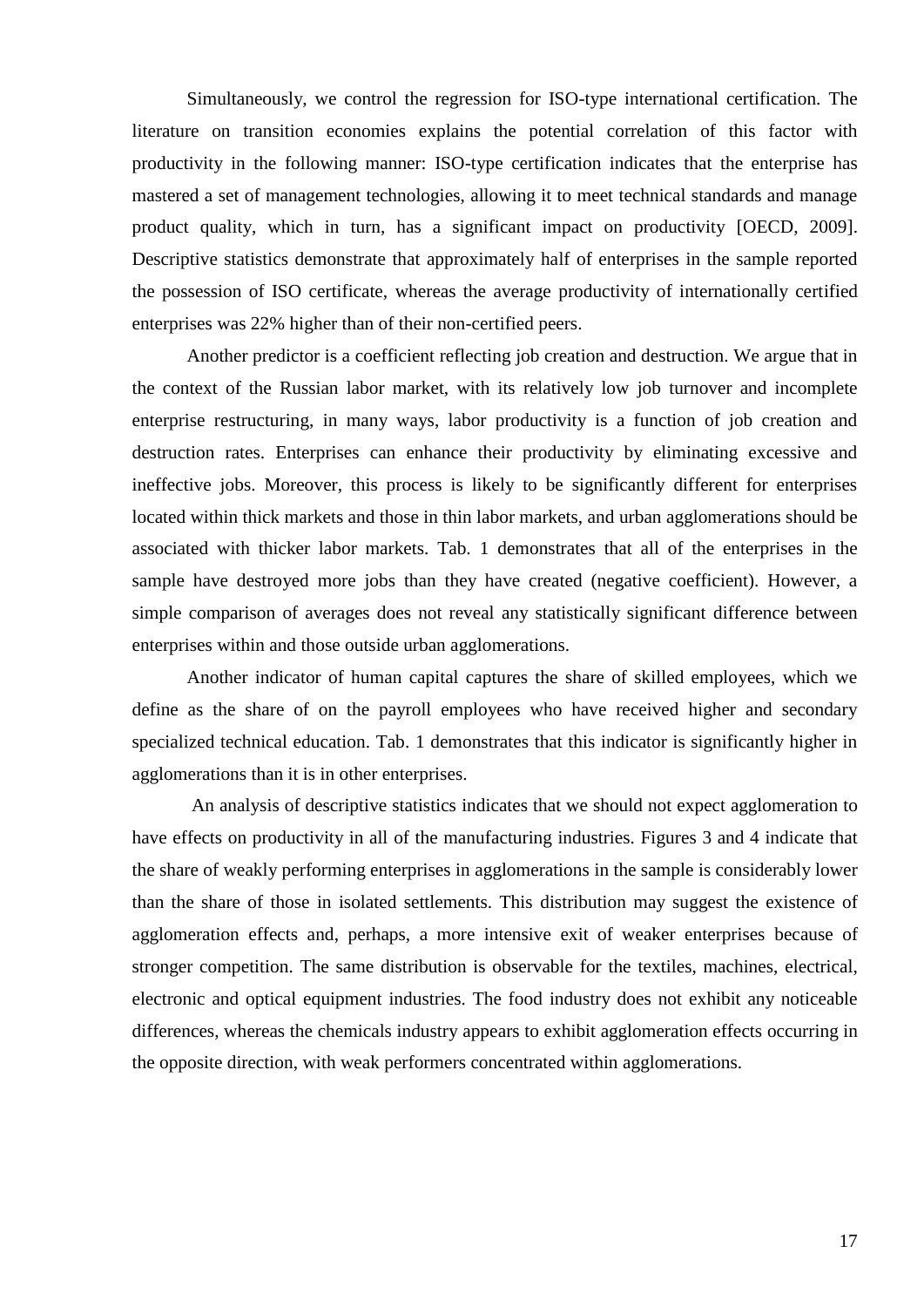Simultaneously, we control the regression for ISO-type international certification. The literature on transition economies explains the potential correlation of this factor with productivity in the following manner: ISO-type certification indicates that the enterprise has mastered a set of management technologies, allowing it to meet technical standards and manage product quality, which in turn, has a significant impact on productivity [OECD, 2009]. Descriptive statistics demonstrate that approximately half of enterprises in the sample reported the possession of ISO certificate, whereas the average productivity of internationally certified enterprises was 22% higher than of their non-certified peers.

Another predictor is a coefficient reflecting job creation and destruction. We argue that in the context of the Russian labor market, with its relatively low job turnover and incomplete enterprise restructuring, in many ways, labor productivity is a function of job creation and destruction rates. Enterprises can enhance their productivity by eliminating excessive and ineffective jobs. Moreover, this process is likely to be significantly different for enterprises located within thick markets and those in thin labor markets, and urban agglomerations should be associated with thicker labor markets. Tab. 1 demonstrates that all of the enterprises in the sample have destroyed more jobs than they have created (negative coefficient). However, a simple comparison of averages does not reveal any statistically significant difference between enterprises within and those outside urban agglomerations.

Another indicator of human capital captures the share of skilled employees, which we define as the share of on the payroll employees who have received higher and secondary specialized technical education. Tab. 1 demonstrates that this indicator is significantly higher in agglomerations than it is in other enterprises.

An analysis of descriptive statistics indicates that we should not expect agglomeration to have effects on productivity in all of the manufacturing industries. Figures 3 and 4 indicate that the share of weakly performing enterprises in agglomerations in the sample is considerably lower than the share of those in isolated settlements. This distribution may suggest the existence of agglomeration effects and, perhaps, a more intensive exit of weaker enterprises because of stronger competition. The same distribution is observable for the textiles, machines, electrical, electronic and optical equipment industries. The food industry does not exhibit any noticeable differences, whereas the chemicals industry appears to exhibit agglomeration effects occurring in the opposite direction, with weak performers concentrated within agglomerations.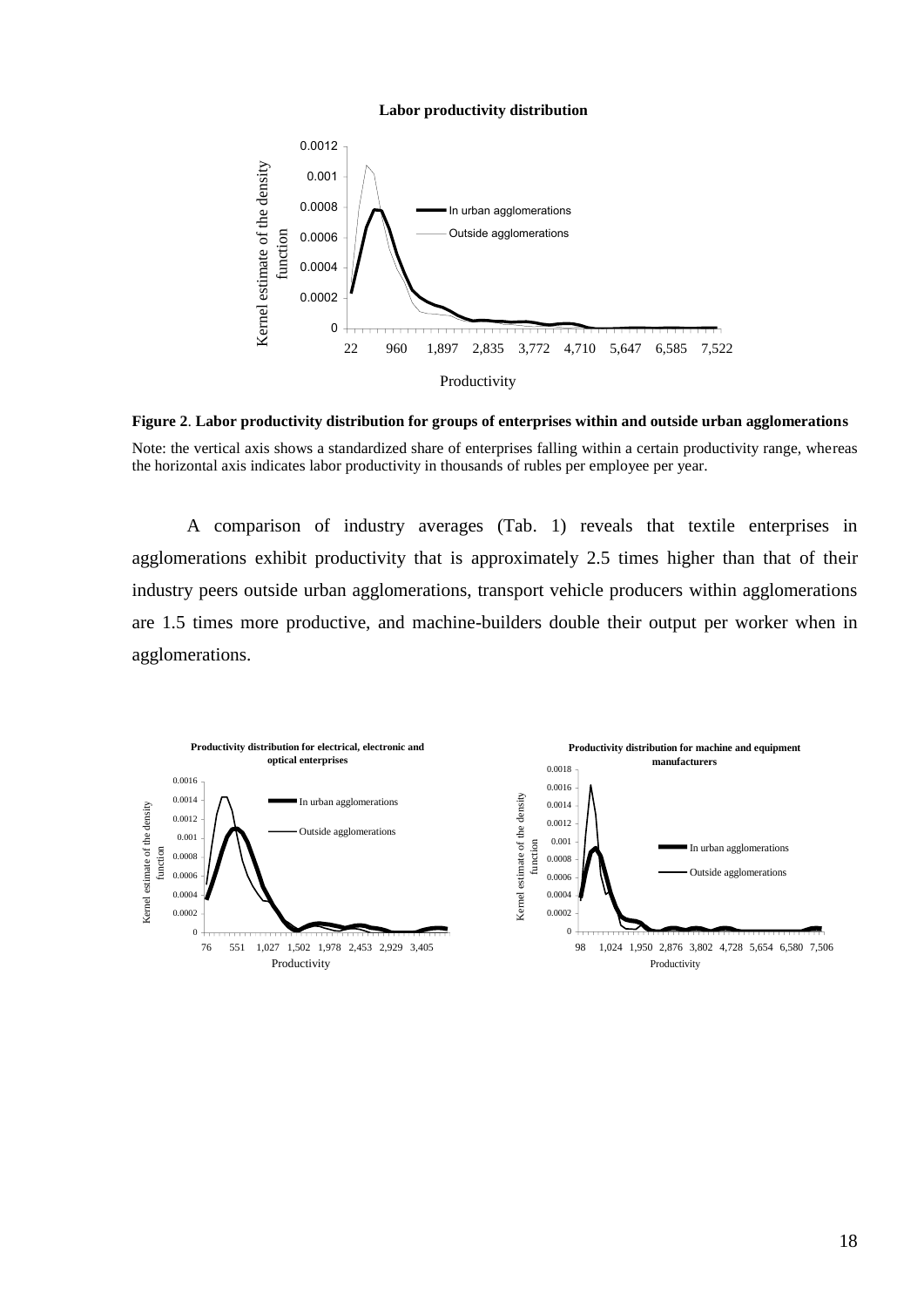**Figure 2**. **Labor productivity distribution for groups of enterprises within and outside urban agglomerations**

Note: the vertical axis shows a standardized share of enterprises falling within a certain productivity range, whereas the horizontal axis indicates labor productivity in thousands of rubles per employee per year.

A comparison of industry averages (Tab. 1) reveals that textile enterprises in agglomerations exhibit productivity that is approximately 2.5 times higher than that of their industry peers outside urban agglomerations, transport vehicle producers within agglomerations are 1.5 times more productive, and machine-builders double their output per worker when in agglomerations.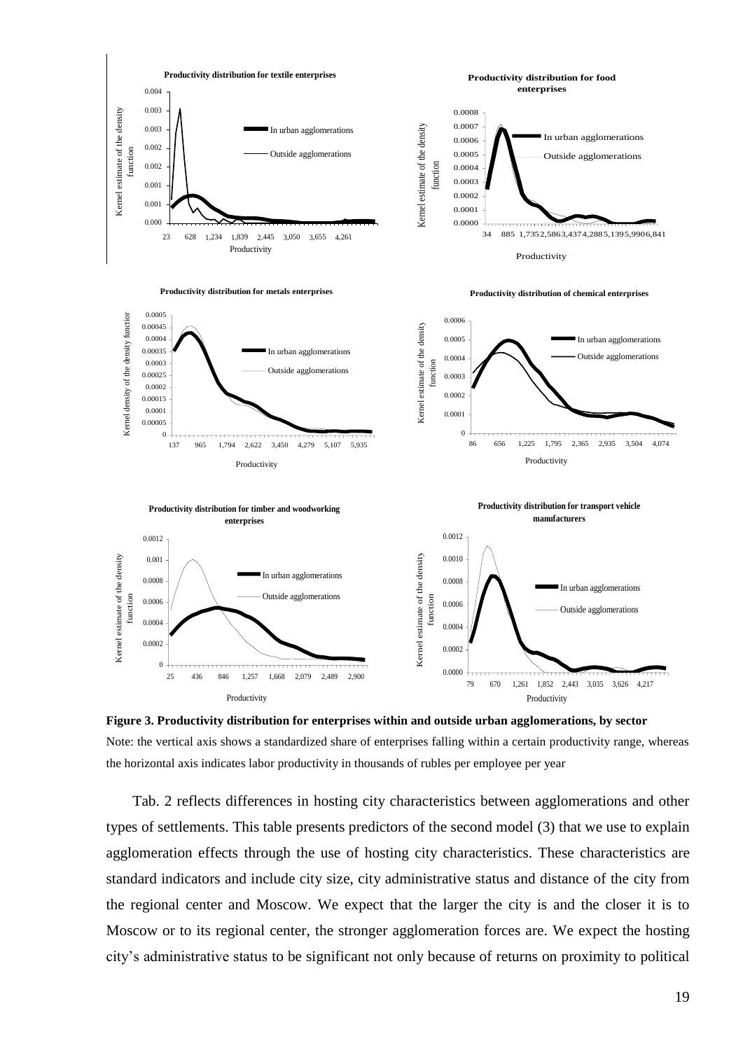**Figure 3. Productivity distribution for enterprises within and outside urban agglomerations, by sector**

Note: the vertical axis shows a standardized share of enterprises falling within a certain productivity range, whereas the horizontal axis indicates labor productivity in thousands of rubles per employee per year

Tab. 2 reflects differences in hosting city characteristics between agglomerations and other types of settlements. This table presents predictors of the second model (3) that we use to explain agglomeration effects through the use of hosting city characteristics. These characteristics are standard indicators and include city size, city administrative status and distance of the city from the regional center and Moscow. We expect that the larger the city is and the closer it is to Moscow or to its regional center, the stronger agglomeration forces are. We expect the hosting city's administrative status to be significant not only because of returns on proximity to political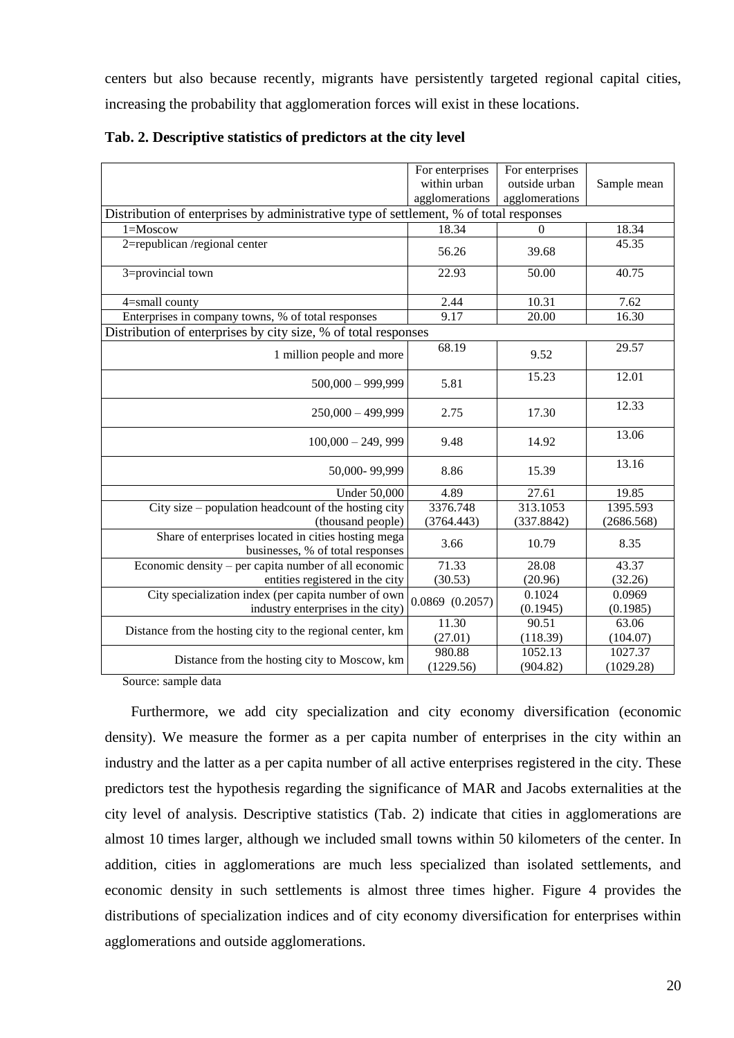centers but also because recently, migrants have persistently targeted regional capital cities, increasing the probability that agglomeration forces will exist in these locations.

**Tab. 2. Descriptive statistics of predictors at the city level**

| | For enterprises within urban agglomerations | For enterprises outside urban agglomerations | Sample mean |
|---|---|---|---|
| Distribution of enterprises by administrative type of settlement, % of total responses | | | |
| 1=Moscow | 18.34 | 0 | 18.34 |
| 2=republican /regional center | 56.26 | 39.68 | 45.35 |
| 3=provincial town | 22.93 | 50.00 | 40.75 |
| 4=small county | 2.44 | 10.31 | 7.62 |
| Enterprises in company towns, % of total responses | 9.17 | 20.00 | 16.30 |
| Distribution of enterprises by city size, % of total responses | | | |
| 1 million people and more | 68.19 | 9.52 | 29.57 |
| 500,000 – 999,999 | 5.81 | 15.23 | 12.01 |
| 250,000 – 499,999 | 2.75 | 17.30 | 12.33 |
| 100,000 – 249, 999 | 9.48 | 14.92 | 13.06 |
| 50,000- 99,999 | 8.86 | 15.39 | 13.16 |
| Under 50,000 | 4.89 | 27.61 | 19.85 |
| City size – population headcount of the hosting city (thousand people) | 3376.748 (3764.443) | 313.1053 (337.8842) | 1395.593 (2686.568) |
| Share of enterprises located in cities hosting mega businesses, % of total responses | 3.66 | 10.79 | 8.35 |
| Economic density – per capita number of all economic entities registered in the city | 71.33 (30.53) | 28.08 (20.96) | 43.37 (32.26) |
| City specialization index (per capita number of own industry enterprises in the city) | 0.0869 (0.2057) | 0.1024 (0.1945) | 0.0969 (0.1985) |
| Distance from the hosting city to the regional center, km | 11.30 (27.01) | 90.51 (118.39) | 63.06 (104.07) |
| Distance from the hosting city to Moscow, km | 980.88 (1229.56) | 1052.13 (904.82) | 1027.37 (1029.28) |

Source: sample data

Furthermore, we add city specialization and city economy diversification (economic density). We measure the former as a per capita number of enterprises in the city within an industry and the latter as a per capita number of all active enterprises registered in the city. These predictors test the hypothesis regarding the significance of MAR and Jacobs externalities at the city level of analysis. Descriptive statistics (Tab. 2) indicate that cities in agglomerations are almost 10 times larger, although we included small towns within 50 kilometers of the center. In addition, cities in agglomerations are much less specialized than isolated settlements, and economic density in such settlements is almost three times higher. Figure 4 provides the distributions of specialization indices and of city economy diversification for enterprises within agglomerations and outside agglomerations.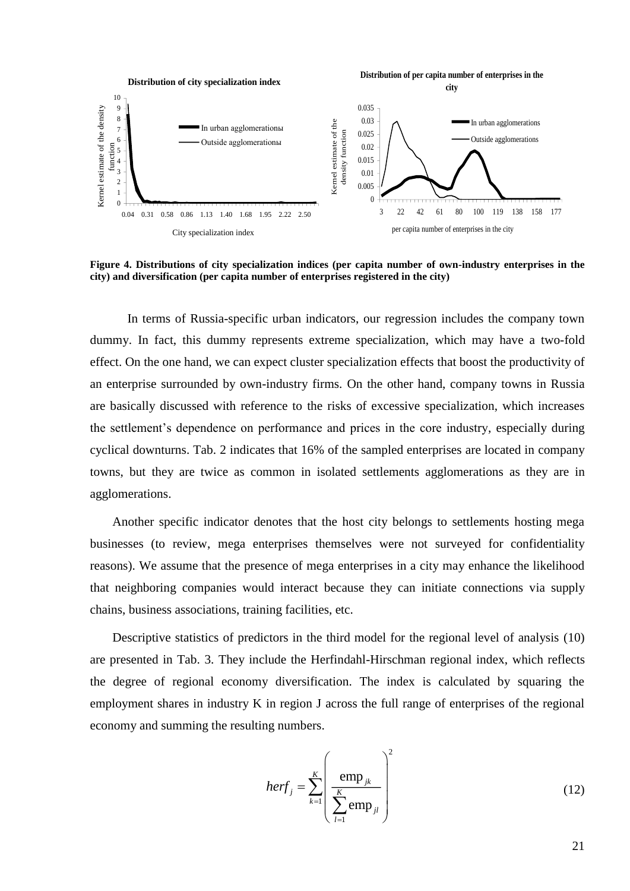**Figure 4. Distributions of city specialization indices (per capita number of own-industry enterprises in the city) and diversification (per capita number of enterprises registered in the city)**

In terms of Russia-specific urban indicators, our regression includes the company town dummy. In fact, this dummy represents extreme specialization, which may have a two-fold effect. On the one hand, we can expect cluster specialization effects that boost the productivity of an enterprise surrounded by own-industry firms. On the other hand, company towns in Russia are basically discussed with reference to the risks of excessive specialization, which increases the settlement's dependence on performance and prices in the core industry, especially during cyclical downturns. Tab. 2 indicates that 16% of the sampled enterprises are located in company towns, but they are twice as common in isolated settlements agglomerations as they are in agglomerations.

Another specific indicator denotes that the host city belongs to settlements hosting mega businesses (to review, mega enterprises themselves were not surveyed for confidentiality reasons). We assume that the presence of mega enterprises in a city may enhance the likelihood that neighboring companies would interact because they can initiate connections via supply chains, business associations, training facilities, etc.

Descriptive statistics of predictors in the third model for the regional level of analysis (10) are presented in Tab. 3. They include the Herfindahl-Hirschman regional index, which reflects the degree of regional economy diversification. The index is calculated by squaring the employment shares in industry K in region J across the full range of enterprises of the regional economy and summing the resulting numbers.

$$herf_j = \sum_{k=1}^{K} \left( \frac{\text{emp}_{jk}}{\sum_{l=1}^{K} \text{emp}_{jl}} \right)^2 \tag{12}$$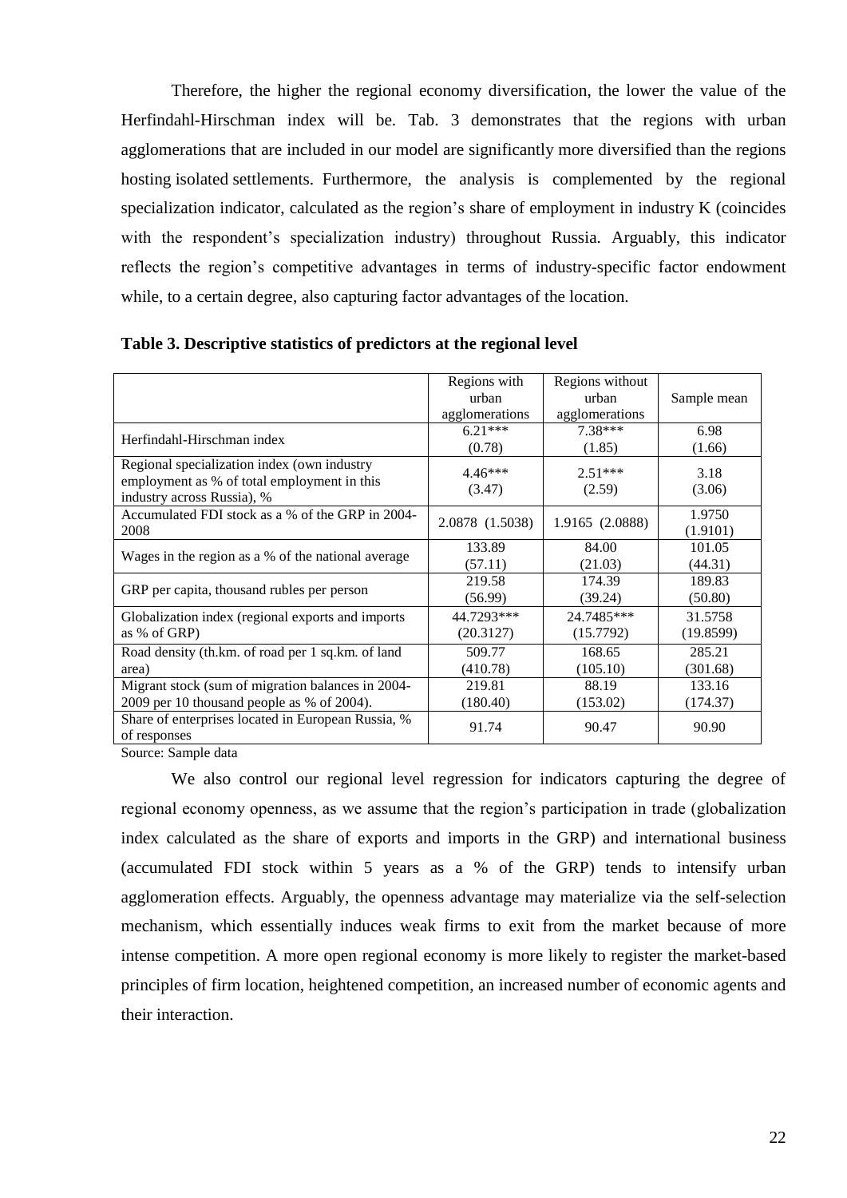Therefore, the higher the regional economy diversification, the lower the value of the Herfindahl-Hirschman index will be. Tab. 3 demonstrates that the regions with urban agglomerations that are included in our model are significantly more diversified than the regions hosting isolated settlements. Furthermore, the analysis is complemented by the regional specialization indicator, calculated as the region's share of employment in industry K (coincides with the respondent's specialization industry) throughout Russia. Arguably, this indicator reflects the region's competitive advantages in terms of industry-specific factor endowment while, to a certain degree, also capturing factor advantages of the location.

**Table 3. Descriptive statistics of predictors at the regional level**

| | Regions with urban agglomerations | Regions without urban agglomerations | Sample mean |
|---|---|---|---|
| Herfindahl-Hirschman index | 6.21*** (0.78) | 7.38*** (1.85) | 6.98 (1.66) |
| Regional specialization index (own industry employment as % of total employment in this industry across Russia), % | 4.46*** (3.47) | 2.51*** (2.59) | 3.18 (3.06) |
| Accumulated FDI stock as a % of the GRP in 2004-2008 | 2.0878 (1.5038) | 1.9165 (2.0888) | 1.9750 (1.9101) |
| Wages in the region as a % of the national average | 133.89 (57.11) | 84.00 (21.03) | 101.05 (44.31) |
| GRP per capita, thousand rubles per person | 219.58 (56.99) | 174.39 (39.24) | 189.83 (50.80) |
| Globalization index (regional exports and imports as % of GRP) | 44.7293*** (20.3127) | 24.7485*** (15.7792) | 31.5758 (19.8599) |
| Road density (th.km. of road per 1 sq.km. of land area) | 509.77 (410.78) | 168.65 (105.10) | 285.21 (301.68) |
| Migrant stock (sum of migration balances in 2004-2009 per 10 thousand people as % of 2004). | 219.81 (180.40) | 88.19 (153.02) | 133.16 (174.37) |
| Share of enterprises located in European Russia, % of responses | 91.74 | 90.47 | 90.90 |

Source: Sample data

We also control our regional level regression for indicators capturing the degree of regional economy openness, as we assume that the region's participation in trade (globalization index calculated as the share of exports and imports in the GRP) and international business (accumulated FDI stock within 5 years as a % of the GRP) tends to intensify urban agglomeration effects. Arguably, the openness advantage may materialize via the self-selection mechanism, which essentially induces weak firms to exit from the market because of more intense competition. A more open regional economy is more likely to register the market-based principles of firm location, heightened competition, an increased number of economic agents and their interaction.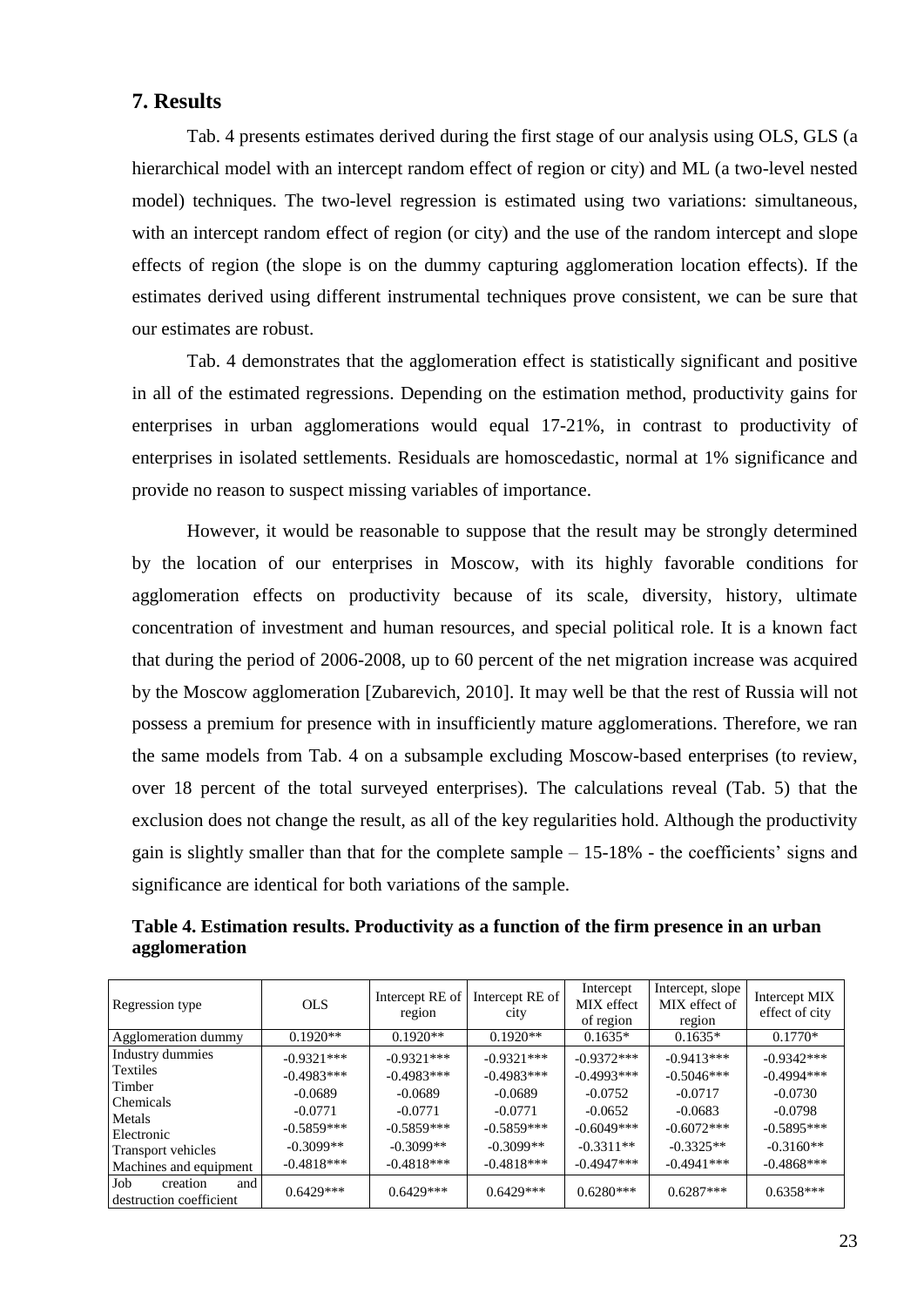## 7. Results

Tab. 4 presents estimates derived during the first stage of our analysis using OLS, GLS (a hierarchical model with an intercept random effect of region or city) and ML (a two-level nested model) techniques. The two-level regression is estimated using two variations: simultaneous, with an intercept random effect of region (or city) and the use of the random intercept and slope effects of region (the slope is on the dummy capturing agglomeration location effects). If the estimates derived using different instrumental techniques prove consistent, we can be sure that our estimates are robust.

Tab. 4 demonstrates that the agglomeration effect is statistically significant and positive in all of the estimated regressions. Depending on the estimation method, productivity gains for enterprises in urban agglomerations would equal 17-21%, in contrast to productivity of enterprises in isolated settlements. Residuals are homoscedastic, normal at 1% significance and provide no reason to suspect missing variables of importance.

However, it would be reasonable to suppose that the result may be strongly determined by the location of our enterprises in Moscow, with its highly favorable conditions for agglomeration effects on productivity because of its scale, diversity, history, ultimate concentration of investment and human resources, and special political role. It is a known fact that during the period of 2006-2008, up to 60 percent of the net migration increase was acquired by the Moscow agglomeration [Zubarevich, 2010]. It may well be that the rest of Russia will not possess a premium for presence with in insufficiently mature agglomerations. Therefore, we ran the same models from Tab. 4 on a subsample excluding Moscow-based enterprises (to review, over 18 percent of the total surveyed enterprises). The calculations reveal (Tab. 5) that the exclusion does not change the result, as all of the key regularities hold. Although the productivity gain is slightly smaller than that for the complete sample – 15-18% - the coefficients' signs and significance are identical for both variations of the sample.

**Table 4. Estimation results. Productivity as a function of the firm presence in an urban agglomeration**

| Regression type | OLS | Intercept RE of region | Intercept RE of city | Intercept MIX effect of region | Intercept, slope MIX effect of region | Intercept MIX effect of city |
|---|---|---|---|---|---|---|
| Agglomeration dummy | 0.1920** | 0.1920** | 0.1920** | 0.1635* | 0.1635* | 0.1770* |
| Industry dummies | | | | | | |
| Textiles | -0.9321*** | -0.9321*** | -0.9321*** | -0.9372*** | -0.9413*** | -0.9342*** |
| Timber | -0.4983*** | -0.4983*** | -0.4983*** | -0.4993*** | -0.5046*** | -0.4994*** |
| Chemicals | -0.0689 | -0.0689 | -0.0689 | -0.0752 | -0.0717 | -0.0730 |
| Metals | -0.0771 | -0.0771 | -0.0771 | -0.0652 | -0.0683 | -0.0798 |
| Electronic | -0.5859*** | -0.5859*** | -0.5859*** | -0.6049*** | -0.6072*** | -0.5895*** |
| Transport vehicles | -0.3099** | -0.3099** | -0.3099** | -0.3311** | -0.3325** | -0.3160** |
| Machines and equipment | -0.4818*** | -0.4818*** | -0.4818*** | -0.4947*** | -0.4941*** | -0.4868*** |
| Job creation and destruction coefficient | 0.6429*** | 0.6429*** | 0.6429*** | 0.6280*** | 0.6287*** | 0.6358*** |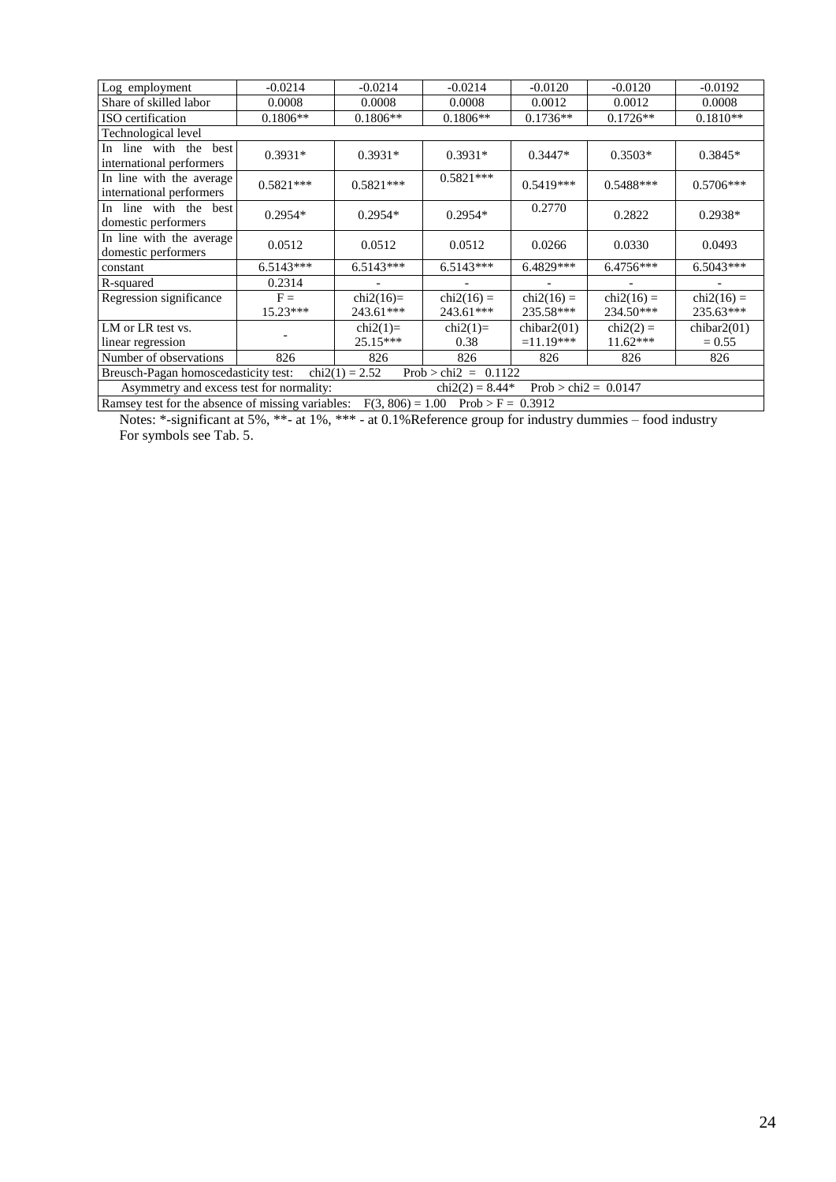| Log employment | -0.0214 | -0.0214 | -0.0214 | -0.0120 | -0.0120 | -0.0192 |
|---|---|---|---|---|---|---|
| Share of skilled labor | 0.0008 | 0.0008 | 0.0008 | 0.0012 | 0.0012 | 0.0008 |
| ISO certification | 0.1806** | 0.1806** | 0.1806** | 0.1736** | 0.1726** | 0.1810** |
| Technological level | | | | | | |
| In line with the best international performers | 0.3931* | 0.3931* | 0.3931* | 0.3447* | 0.3503* | 0.3845* |
| In line with the average international performers | 0.5821*** | 0.5821*** | 0.5821*** | 0.5419*** | 0.5488*** | 0.5706*** |
| In line with the best domestic performers | 0.2954* | 0.2954* | 0.2954* | 0.2770 | 0.2822 | 0.2938* |
| In line with the average domestic performers | 0.0512 | 0.0512 | 0.0512 | 0.0266 | 0.0330 | 0.0493 |
| constant | 6.5143*** | 6.5143*** | 6.5143*** | 6.4829*** | 6.4756*** | 6.5043*** |
| R-squared | 0.2314 | - | - | - | - | - |
| Regression significance | F = 15.23*** | chi2(16)= 243.61*** | chi2(16) = 243.61*** | chi2(16) = 235.58*** | chi2(16) = 234.50*** | chi2(16) = 235.63*** |
| LM or LR test vs. linear regression | - | chi2(1)= 25.15*** | chi2(1)= 0.38 | chibar2(01) =11.19*** | chi2(2) = 11.62*** | chibar2(01) = 0.55 |
| Number of observations | 826 | 826 | 826 | 826 | 826 | 826 |
| Breusch-Pagan homoscedasticity test: chi2(1) = 2.52 Prob > chi2 = 0.1122 | | | | | | |
| Asymmetry and excess test for normality: chi2(2) = 8.44* Prob > chi2 = 0.0147 | | | | | | |
| Ramsey test for the absence of missing variables: F(3, 806) = 1.00 Prob > F = 0.3912 | | | | | | |

Notes: *-significant at 5%, **- at 1%, *** - at 0.1%Reference group for industry dummies – food industry
For symbols see Tab. 5.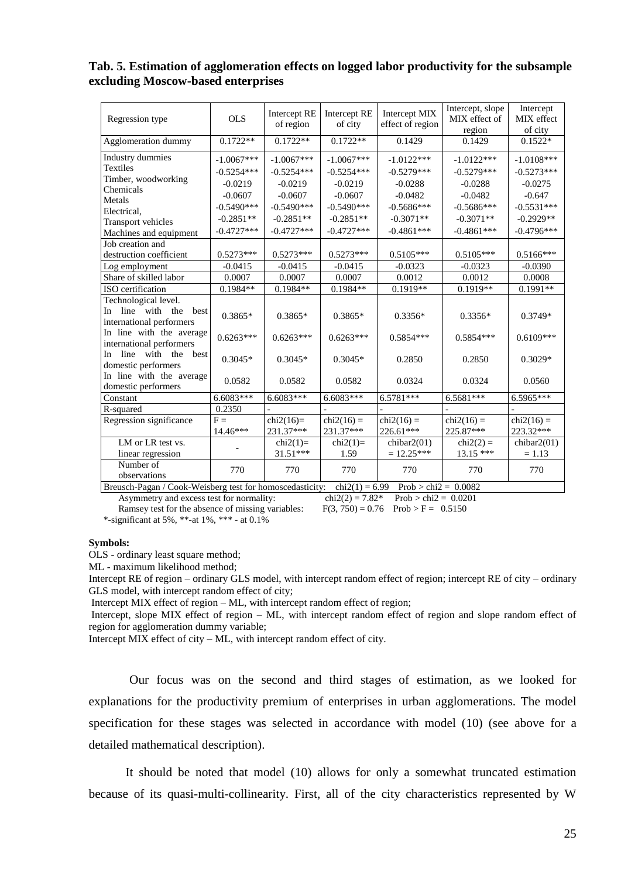**Tab. 5. Estimation of agglomeration effects on logged labor productivity for the subsample excluding Moscow-based enterprises**

| Regression type | OLS | Intercept RE of region | Intercept RE of city | Intercept MIX effect of region | Intercept, slope MIX effect of region | Intercept MIX effect of city |
|---|---|---|---|---|---|---|
| Agglomeration dummy | 0.1722** | 0.1722** | 0.1722** | 0.1429 | 0.1429 | 0.1522* |
| Industry dummies | -1.0067*** | -1.0067*** | -1.0067*** | -1.0122*** | -1.0122*** | -1.0108*** |
| Textiles | -0.5254*** | -0.5254*** | -0.5254*** | -0.5279*** | -0.5279*** | -0.5273*** |
| Timber, woodworking | -0.0219 | -0.0219 | -0.0219 | -0.0288 | -0.0288 | -0.0275 |
| Chemicals | -0.0607 | -0.0607 | -0.0607 | -0.0482 | -0.0482 | -0.647 |
| Metals | -0.5490*** | -0.5490*** | -0.5490*** | -0.5686*** | -0.5686*** | -0.5531*** |
| Electrical, Transport vehicles | -0.2851** | -0.2851** | -0.2851** | -0.3071** | -0.3071** | -0.2929** |
| Machines and equipment | -0.4727*** | -0.4727*** | -0.4727*** | -0.4861*** | -0.4861*** | -0.4796*** |
| Job creation and destruction coefficient | 0.5273*** | 0.5273*** | 0.5273*** | 0.5105*** | 0.5105*** | 0.5166*** |
| Log employment | -0.0415 | -0.0415 | -0.0415 | -0.0323 | -0.0323 | -0.0390 |
| Share of skilled labor | 0.0007 | 0.0007 | 0.0007 | 0.0012 | 0.0012 | 0.0008 |
| ISO certification | 0.1984** | 0.1984** | 0.1984** | 0.1919** | 0.1919** | 0.1991** |
| Technological level. In line with the best international performers | 0.3865* | 0.3865* | 0.3865* | 0.3356* | 0.3356* | 0.3749* |
| In line with the average international performers | 0.6263*** | 0.6263*** | 0.6263*** | 0.5854*** | 0.5854*** | 0.6109*** |
| In line with the best domestic performers | 0.3045* | 0.3045* | 0.3045* | 0.2850 | 0.2850 | 0.3029* |
| In line with the average domestic performers | 0.0582 | 0.0582 | 0.0582 | 0.0324 | 0.0324 | 0.0560 |
| Constant | 6.6083*** | 6.6083*** | 6.6083*** | 6.5781*** | 6.5681*** | 6.5965*** |
| R-squared | 0.2350 | - | - | - | - | - |
| Regression significance | F = 14.46*** | chi2(16)= 231.37*** | chi2(16) = 231.37*** | chi2(16) = 226.61*** | chi2(16) = 225.87*** | chi2(16) = 223.32*** |
| LM or LR test vs. linear regression | - | chi2(1)= 31.51*** | chi2(1)= 1.59 | chibar2(01) = 12.25*** | chi2(2) = 13.15 *** | chibar2(01) = 1.13 |
| Number of observations | 770 | 770 | 770 | 770 | 770 | 770 |
| Breusch-Pagan / Cook-Weisberg test for homoscedasticity: chi2(1) = 6.99 Prob > chi2 = 0.0082 | | | | | | |

Asymmetry and excess test for normality: chi2(2) = 7.82* Prob > chi2 = 0.0201

Ramsey test for the absence of missing variables: F(3, 750) = 0.76 Prob > F = 0.5150

*-significant at 5%, **-at 1%, *** - at 0.1%

**Symbols:**

OLS - ordinary least square method;

ML - maximum likelihood method;

Intercept RE of region – ordinary GLS model, with intercept random effect of region; intercept RE of city – ordinary GLS model, with intercept random effect of city;

Intercept MIX effect of region – ML, with intercept random effect of region;

Intercept, slope MIX effect of region – ML, with intercept random effect of region and slope random effect of region for agglomeration dummy variable;

Intercept MIX effect of city – ML, with intercept random effect of city.

Our focus was on the second and third stages of estimation, as we looked for explanations for the productivity premium of enterprises in urban agglomerations. The model specification for these stages was selected in accordance with model (10) (see above for a detailed mathematical description).

It should be noted that model (10) allows for only a somewhat truncated estimation because of its quasi-multi-collinearity. First, all of the city characteristics represented by W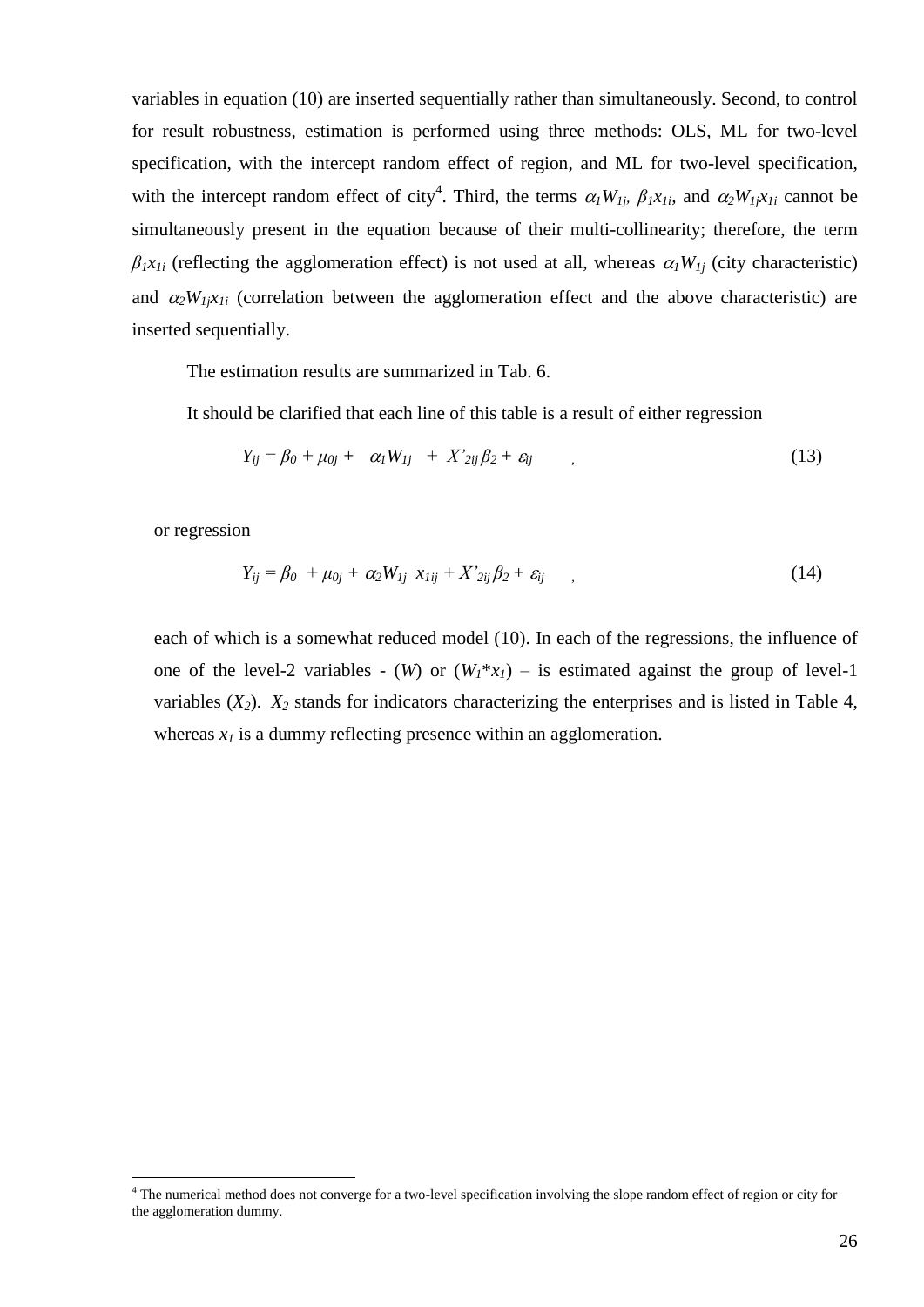variables in equation (10) are inserted sequentially rather than simultaneously. Second, to control for result robustness, estimation is performed using three methods: OLS, ML for two-level specification, with the intercept random effect of region, and ML for two-level specification, with the intercept random effect of city[4]. Third, the terms $\alpha_1 W_{1j}$, $\beta_1 x_{1i}$, and $\alpha_2 W_{1j} x_{1i}$ cannot be simultaneously present in the equation because of their multi-collinearity; therefore, the term $\beta_1 x_{1i}$ (reflecting the agglomeration effect) is not used at all, whereas $\alpha_1 W_{1j}$ (city characteristic) and $\alpha_2 W_{1j} x_{1i}$ (correlation between the agglomeration effect and the above characteristic) are inserted sequentially.

The estimation results are summarized in Tab. 6.

It should be clarified that each line of this table is a result of either regression

$$Y_{ij} = \beta_0 + \mu_{0j} + \alpha_1 W_{1j} + X'_{2ij} \beta_2 + \varepsilon_{ij} \quad , \tag{13}$$

or regression

$$Y_{ij} = \beta_0 + \mu_{0j} + \alpha_2 W_{1j} \, x_{1ij} + X'_{2ij} \beta_2 + \varepsilon_{ij} \quad , \tag{14}$$

each of which is a somewhat reduced model (10). In each of the regressions, the influence of one of the level-2 variables - ($W$) or ($W_1 * x_1$) – is estimated against the group of level-1 variables ($X_2$). $X_2$ stands for indicators characterizing the enterprises and is listed in Table 4, whereas $x_1$ is a dummy reflecting presence within an agglomeration.

[4] The numerical method does not converge for a two-level specification involving the slope random effect of region or city for the agglomeration dummy.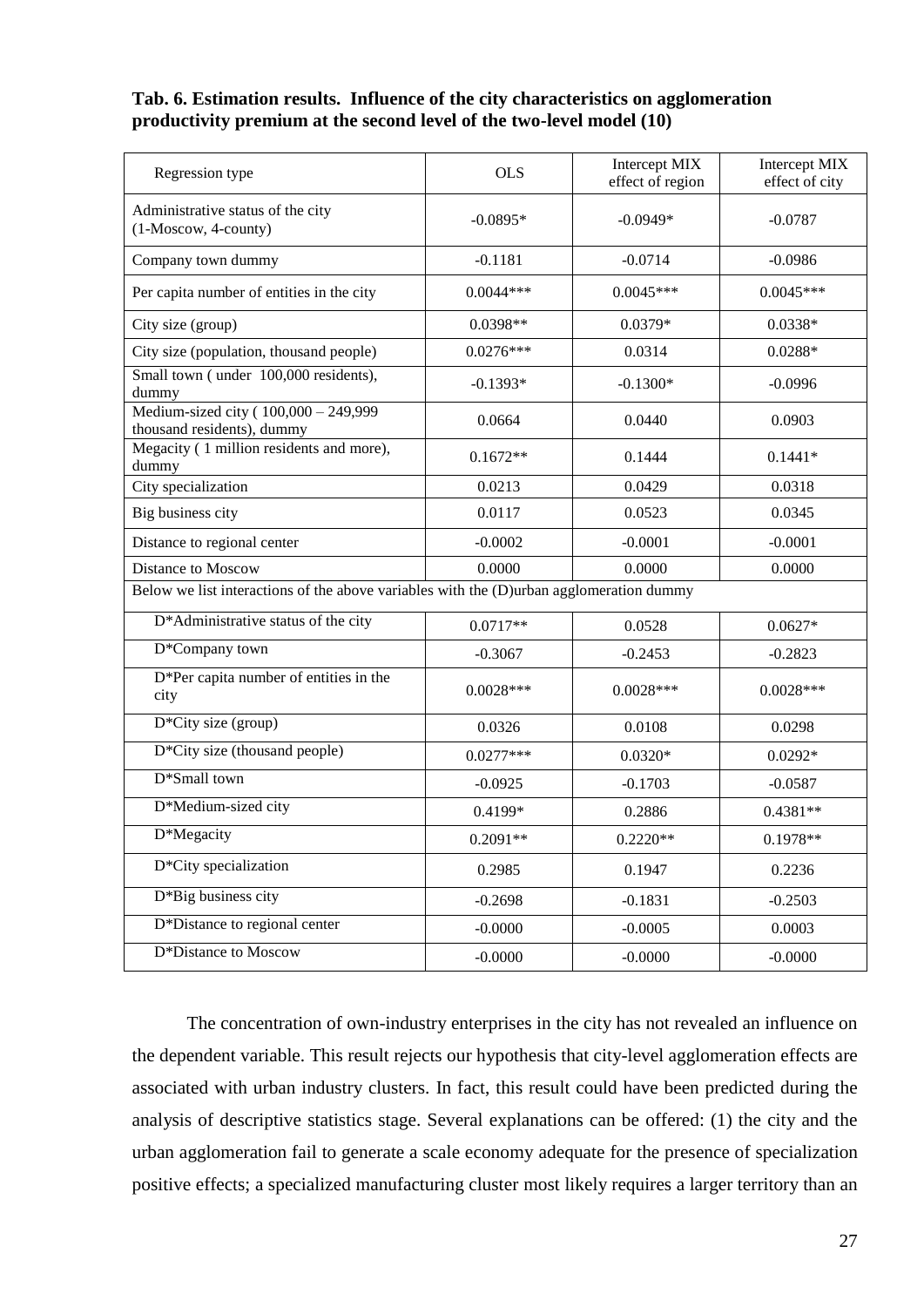**Tab. 6. Estimation results. Influence of the city characteristics on agglomeration productivity premium at the second level of the two-level model (10)**

| Regression type | OLS | Intercept MIX effect of region | Intercept MIX effect of city |
|---|---|---|---|
| Administrative status of the city (1-Moscow, 4-county) | -0.0895* | -0.0949* | -0.0787 |
| Company town dummy | -0.1181 | -0.0714 | -0.0986 |
| Per capita number of entities in the city | 0.0044*** | 0.0045*** | 0.0045*** |
| City size (group) | 0.0398** | 0.0379* | 0.0338* |
| City size (population, thousand people) | 0.0276*** | 0.0314 | 0.0288* |
| Small town ( under 100,000 residents), dummy | -0.1393* | -0.1300* | -0.0996 |
| Medium-sized city ( 100,000 – 249,999 thousand residents), dummy | 0.0664 | 0.0440 | 0.0903 |
| Megacity ( 1 million residents and more), dummy | 0.1672** | 0.1444 | 0.1441* |
| City specialization | 0.0213 | 0.0429 | 0.0318 |
| Big business city | 0.0117 | 0.0523 | 0.0345 |
| Distance to regional center | -0.0002 | -0.0001 | -0.0001 |
| Distance to Moscow | 0.0000 | 0.0000 | 0.0000 |
| Below we list interactions of the above variables with the (D)urban agglomeration dummy | | | |
| D*Administrative status of the city | 0.0717** | 0.0528 | 0.0627* |
| D*Company town | -0.3067 | -0.2453 | -0.2823 |
| D*Per capita number of entities in the city | 0.0028*** | 0.0028*** | 0.0028*** |
| D*City size (group) | 0.0326 | 0.0108 | 0.0298 |
| D*City size (thousand people) | 0.0277*** | 0.0320* | 0.0292* |
| D*Small town | -0.0925 | -0.1703 | -0.0587 |
| D*Medium-sized city | 0.4199* | 0.2886 | 0.4381** |
| D*Megacity | 0.2091** | 0.2220** | 0.1978** |
| D*City specialization | 0.2985 | 0.1947 | 0.2236 |
| D*Big business city | -0.2698 | -0.1831 | -0.2503 |
| D*Distance to regional center | -0.0000 | -0.0005 | 0.0003 |
| D*Distance to Moscow | -0.0000 | -0.0000 | -0.0000 |

The concentration of own-industry enterprises in the city has not revealed an influence on the dependent variable. This result rejects our hypothesis that city-level agglomeration effects are associated with urban industry clusters. In fact, this result could have been predicted during the analysis of descriptive statistics stage. Several explanations can be offered: (1) the city and the urban agglomeration fail to generate a scale economy adequate for the presence of specialization positive effects; a specialized manufacturing cluster most likely requires a larger territory than an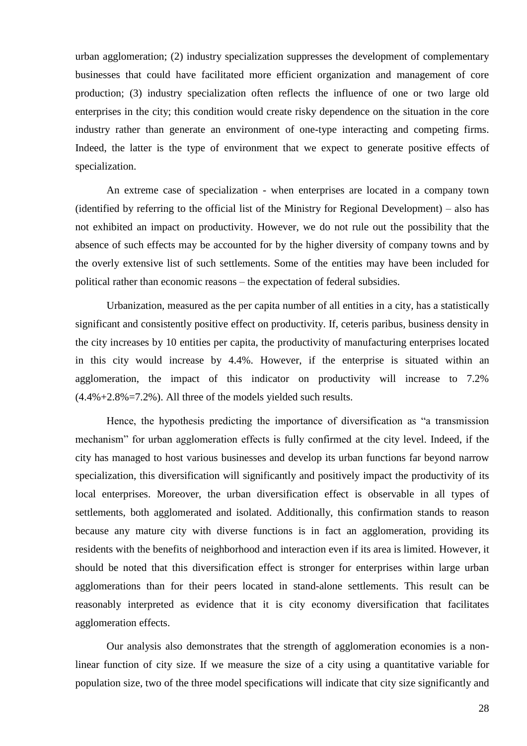urban agglomeration; (2) industry specialization suppresses the development of complementary businesses that could have facilitated more efficient organization and management of core production; (3) industry specialization often reflects the influence of one or two large old enterprises in the city; this condition would create risky dependence on the situation in the core industry rather than generate an environment of one-type interacting and competing firms. Indeed, the latter is the type of environment that we expect to generate positive effects of specialization.

An extreme case of specialization - when enterprises are located in a company town (identified by referring to the official list of the Ministry for Regional Development) – also has not exhibited an impact on productivity. However, we do not rule out the possibility that the absence of such effects may be accounted for by the higher diversity of company towns and by the overly extensive list of such settlements. Some of the entities may have been included for political rather than economic reasons – the expectation of federal subsidies.

Urbanization, measured as the per capita number of all entities in a city, has a statistically significant and consistently positive effect on productivity. If, ceteris paribus, business density in the city increases by 10 entities per capita, the productivity of manufacturing enterprises located in this city would increase by 4.4%. However, if the enterprise is situated within an agglomeration, the impact of this indicator on productivity will increase to 7.2% (4.4%+2.8%=7.2%). All three of the models yielded such results.

Hence, the hypothesis predicting the importance of diversification as "a transmission mechanism" for urban agglomeration effects is fully confirmed at the city level. Indeed, if the city has managed to host various businesses and develop its urban functions far beyond narrow specialization, this diversification will significantly and positively impact the productivity of its local enterprises. Moreover, the urban diversification effect is observable in all types of settlements, both agglomerated and isolated. Additionally, this confirmation stands to reason because any mature city with diverse functions is in fact an agglomeration, providing its residents with the benefits of neighborhood and interaction even if its area is limited. However, it should be noted that this diversification effect is stronger for enterprises within large urban agglomerations than for their peers located in stand-alone settlements. This result can be reasonably interpreted as evidence that it is city economy diversification that facilitates agglomeration effects.

Our analysis also demonstrates that the strength of agglomeration economies is a non-linear function of city size. If we measure the size of a city using a quantitative variable for population size, two of the three model specifications will indicate that city size significantly and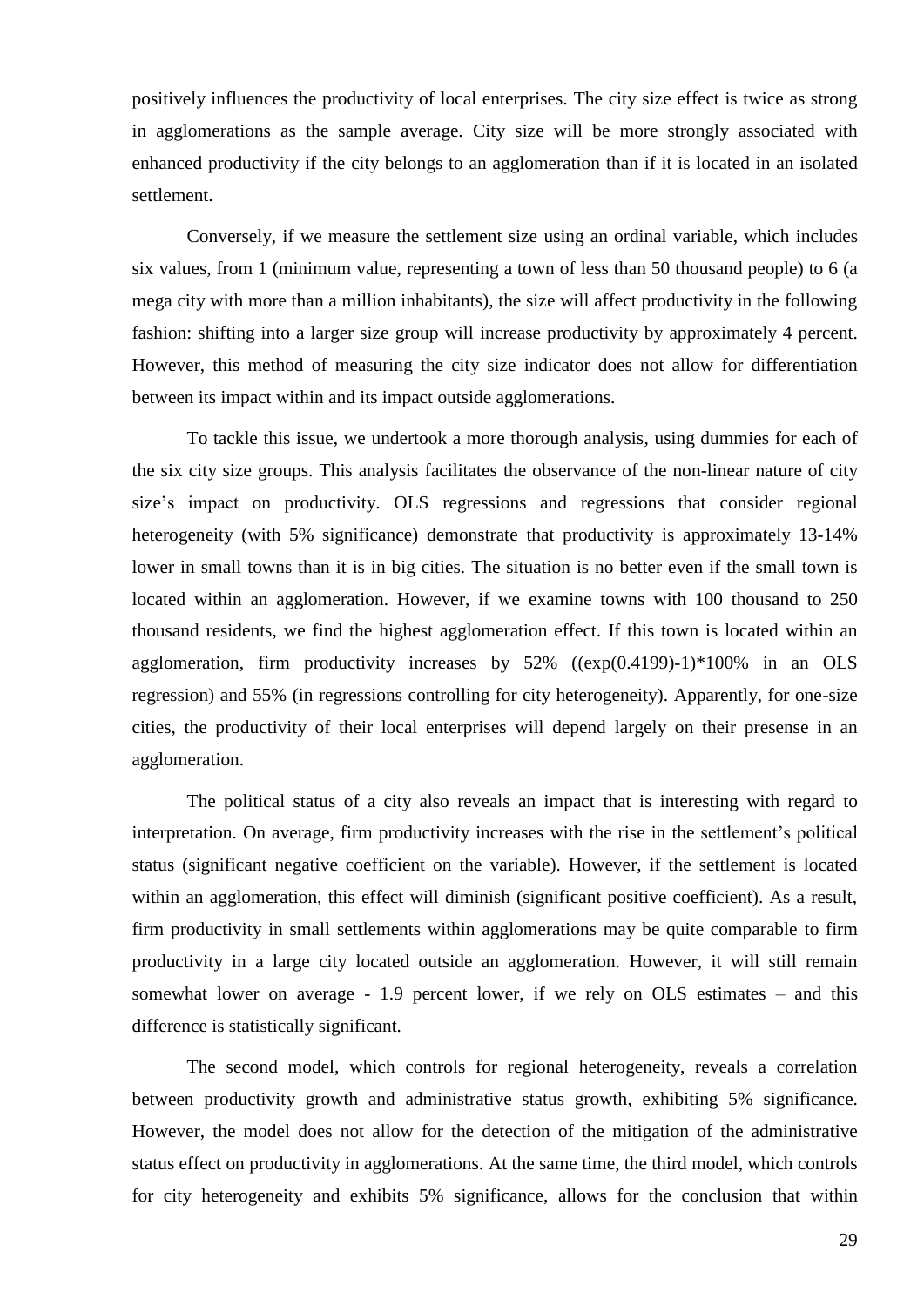positively influences the productivity of local enterprises. The city size effect is twice as strong in agglomerations as the sample average. City size will be more strongly associated with enhanced productivity if the city belongs to an agglomeration than if it is located in an isolated settlement.

Conversely, if we measure the settlement size using an ordinal variable, which includes six values, from 1 (minimum value, representing a town of less than 50 thousand people) to 6 (a mega city with more than a million inhabitants), the size will affect productivity in the following fashion: shifting into a larger size group will increase productivity by approximately 4 percent. However, this method of measuring the city size indicator does not allow for differentiation between its impact within and its impact outside agglomerations.

To tackle this issue, we undertook a more thorough analysis, using dummies for each of the six city size groups. This analysis facilitates the observance of the non-linear nature of city size's impact on productivity. OLS regressions and regressions that consider regional heterogeneity (with 5% significance) demonstrate that productivity is approximately 13-14% lower in small towns than it is in big cities. The situation is no better even if the small town is located within an agglomeration. However, if we examine towns with 100 thousand to 250 thousand residents, we find the highest agglomeration effect. If this town is located within an agglomeration, firm productivity increases by 52% ((exp(0.4199)-1)*100% in an OLS regression) and 55% (in regressions controlling for city heterogeneity). Apparently, for one-size cities, the productivity of their local enterprises will depend largely on their presense in an agglomeration.

The political status of a city also reveals an impact that is interesting with regard to interpretation. On average, firm productivity increases with the rise in the settlement's political status (significant negative coefficient on the variable). However, if the settlement is located within an agglomeration, this effect will diminish (significant positive coefficient). As a result, firm productivity in small settlements within agglomerations may be quite comparable to firm productivity in a large city located outside an agglomeration. However, it will still remain somewhat lower on average - 1.9 percent lower, if we rely on OLS estimates – and this difference is statistically significant.

The second model, which controls for regional heterogeneity, reveals a correlation between productivity growth and administrative status growth, exhibiting 5% significance. However, the model does not allow for the detection of the mitigation of the administrative status effect on productivity in agglomerations. At the same time, the third model, which controls for city heterogeneity and exhibits 5% significance, allows for the conclusion that within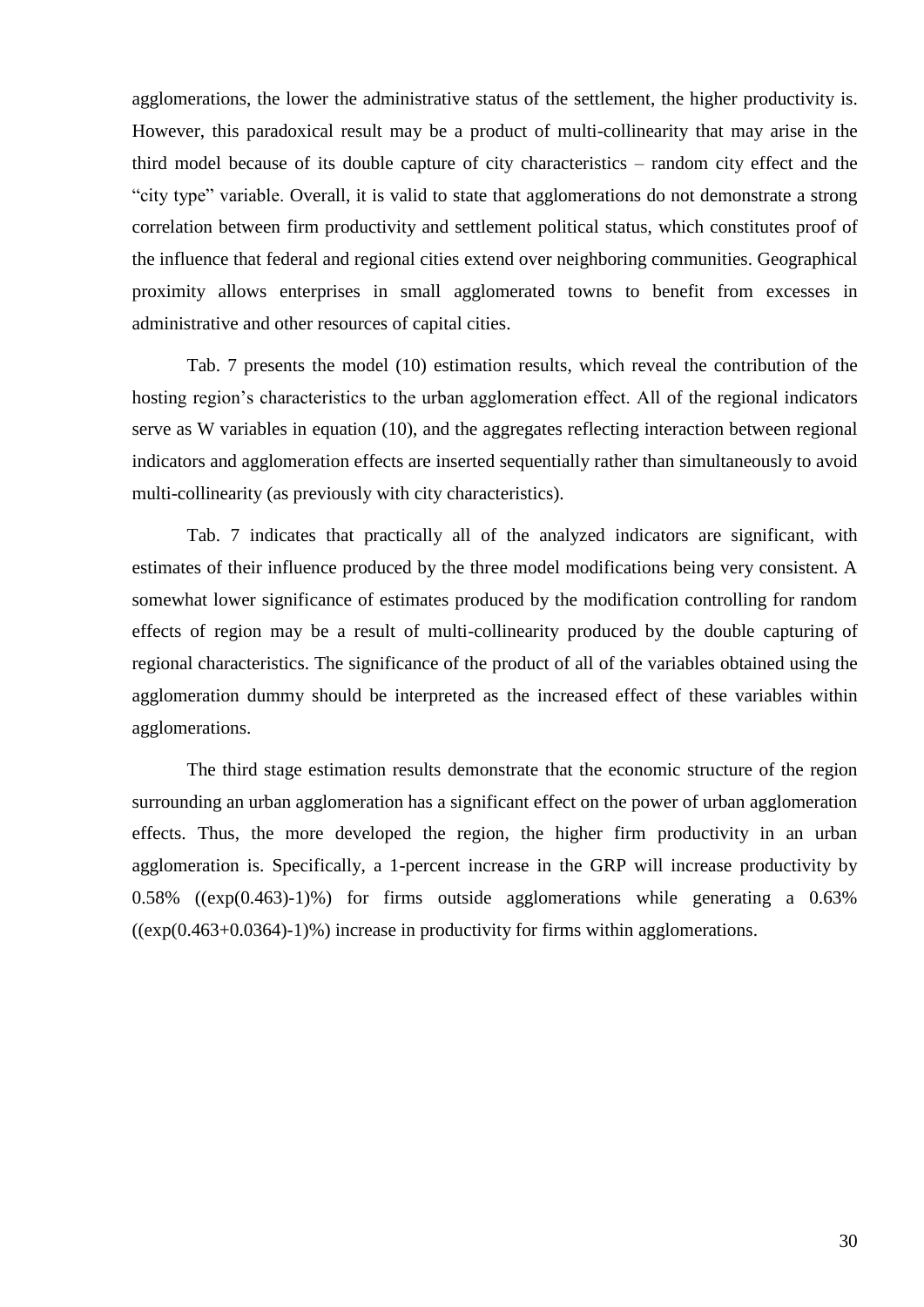agglomerations, the lower the administrative status of the settlement, the higher productivity is. However, this paradoxical result may be a product of multi-collinearity that may arise in the third model because of its double capture of city characteristics – random city effect and the "city type" variable. Overall, it is valid to state that agglomerations do not demonstrate a strong correlation between firm productivity and settlement political status, which constitutes proof of the influence that federal and regional cities extend over neighboring communities. Geographical proximity allows enterprises in small agglomerated towns to benefit from excesses in administrative and other resources of capital cities.

Tab. 7 presents the model (10) estimation results, which reveal the contribution of the hosting region's characteristics to the urban agglomeration effect. All of the regional indicators serve as W variables in equation (10), and the aggregates reflecting interaction between regional indicators and agglomeration effects are inserted sequentially rather than simultaneously to avoid multi-collinearity (as previously with city characteristics).

Tab. 7 indicates that practically all of the analyzed indicators are significant, with estimates of their influence produced by the three model modifications being very consistent. A somewhat lower significance of estimates produced by the modification controlling for random effects of region may be a result of multi-collinearity produced by the double capturing of regional characteristics. The significance of the product of all of the variables obtained using the agglomeration dummy should be interpreted as the increased effect of these variables within agglomerations.

The third stage estimation results demonstrate that the economic structure of the region surrounding an urban agglomeration has a significant effect on the power of urban agglomeration effects. Thus, the more developed the region, the higher firm productivity in an urban agglomeration is. Specifically, a 1-percent increase in the GRP will increase productivity by 0.58% ((exp(0.463)-1)%) for firms outside agglomerations while generating a 0.63% ((exp(0.463+0.0364)-1)%) increase in productivity for firms within agglomerations.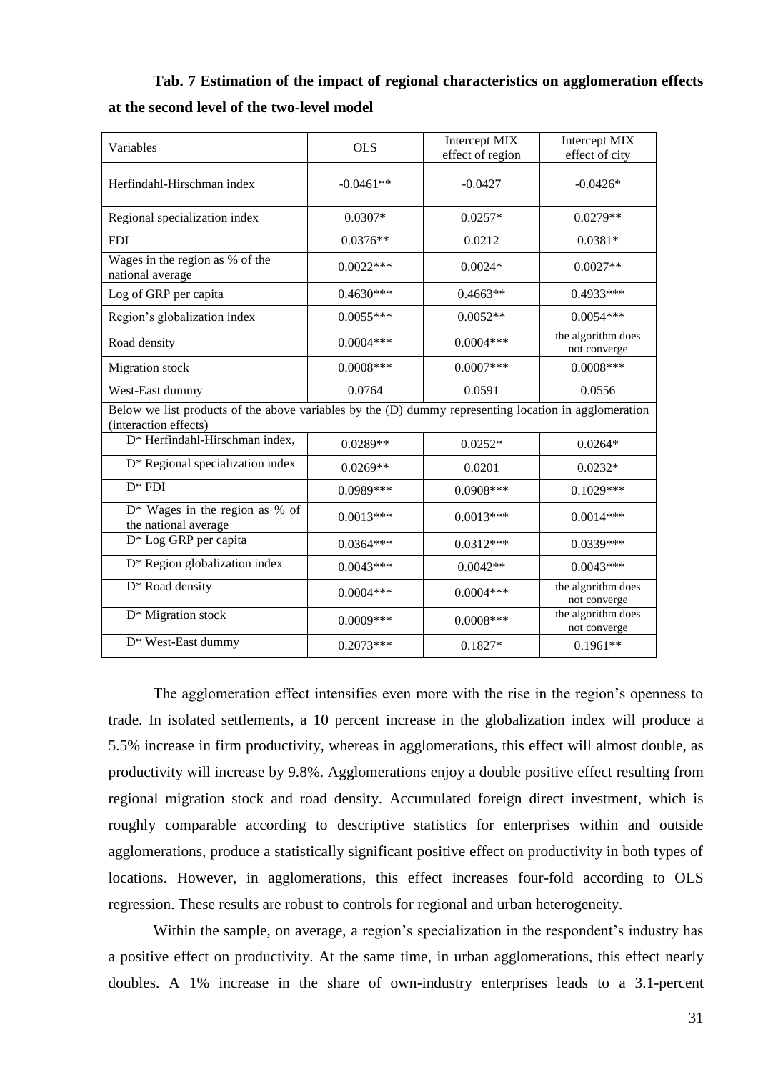**Tab. 7 Estimation of the impact of regional characteristics on agglomeration effects at the second level of the two-level model**

| Variables | OLS | Intercept MIX effect of region | Intercept MIX effect of city |
|---|---|---|---|
| Herfindahl-Hirschman index | -0.0461** | -0.0427 | -0.0426* |
| Regional specialization index | 0.0307* | 0.0257* | 0.0279** |
| FDI | 0.0376** | 0.0212 | 0.0381* |
| Wages in the region as % of the national average | 0.0022*** | 0.0024* | 0.0027** |
| Log of GRP per capita | 0.4630*** | 0.4663** | 0.4933*** |
| Region's globalization index | 0.0055*** | 0.0052** | 0.0054*** |
| Road density | 0.0004*** | 0.0004*** | the algorithm does not converge |
| Migration stock | 0.0008*** | 0.0007*** | 0.0008*** |
| West-East dummy | 0.0764 | 0.0591 | 0.0556 |
| Below we list products of the above variables by the (D) dummy representing location in agglomeration (interaction effects) | | | |
| D* Herfindahl-Hirschman index, | 0.0289** | 0.0252* | 0.0264* |
| D* Regional specialization index | 0.0269** | 0.0201 | 0.0232* |
| D* FDI | 0.0989*** | 0.0908*** | 0.1029*** |
| D* Wages in the region as % of the national average | 0.0013*** | 0.0013*** | 0.0014*** |
| D* Log GRP per capita | 0.0364*** | 0.0312*** | 0.0339*** |
| D* Region globalization index | 0.0043*** | 0.0042** | 0.0043*** |
| D* Road density | 0.0004*** | 0.0004*** | the algorithm does not converge |
| D* Migration stock | 0.0009*** | 0.0008*** | the algorithm does not converge |
| D* West-East dummy | 0.2073*** | 0.1827* | 0.1961** |

The agglomeration effect intensifies even more with the rise in the region's openness to trade. In isolated settlements, a 10 percent increase in the globalization index will produce a 5.5% increase in firm productivity, whereas in agglomerations, this effect will almost double, as productivity will increase by 9.8%. Agglomerations enjoy a double positive effect resulting from regional migration stock and road density. Accumulated foreign direct investment, which is roughly comparable according to descriptive statistics for enterprises within and outside agglomerations, produce a statistically significant positive effect on productivity in both types of locations. However, in agglomerations, this effect increases four-fold according to OLS regression. These results are robust to controls for regional and urban heterogeneity.

Within the sample, on average, a region's specialization in the respondent's industry has a positive effect on productivity. At the same time, in urban agglomerations, this effect nearly doubles. A 1% increase in the share of own-industry enterprises leads to a 3.1-percent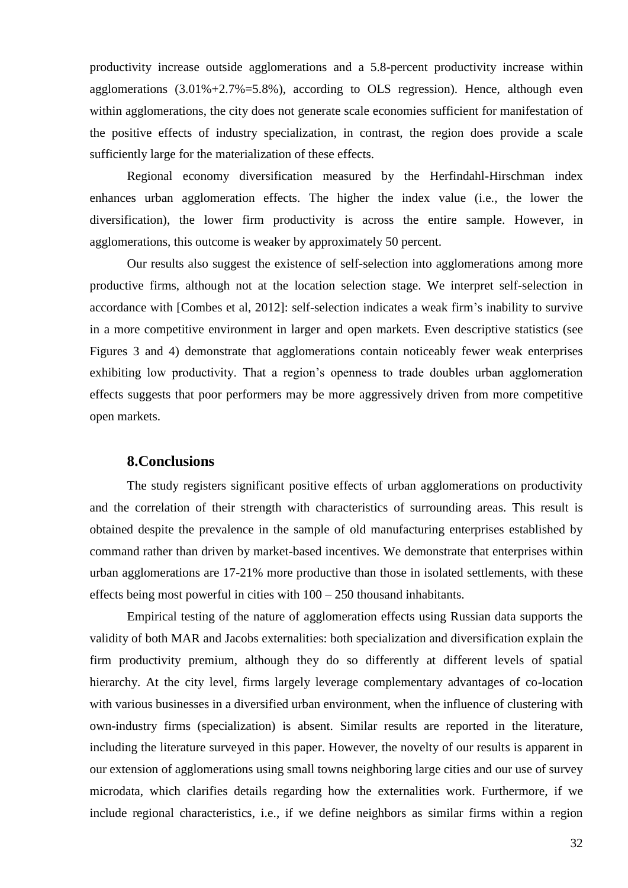productivity increase outside agglomerations and a 5.8-percent productivity increase within agglomerations (3.01%+2.7%=5.8%), according to OLS regression). Hence, although even within agglomerations, the city does not generate scale economies sufficient for manifestation of the positive effects of industry specialization, in contrast, the region does provide a scale sufficiently large for the materialization of these effects.

Regional economy diversification measured by the Herfindahl-Hirschman index enhances urban agglomeration effects. The higher the index value (i.e., the lower the diversification), the lower firm productivity is across the entire sample. However, in agglomerations, this outcome is weaker by approximately 50 percent.

Our results also suggest the existence of self-selection into agglomerations among more productive firms, although not at the location selection stage. We interpret self-selection in accordance with [Combes et al, 2012]: self-selection indicates a weak firm's inability to survive in a more competitive environment in larger and open markets. Even descriptive statistics (see Figures 3 and 4) demonstrate that agglomerations contain noticeably fewer weak enterprises exhibiting low productivity. That a region's openness to trade doubles urban agglomeration effects suggests that poor performers may be more aggressively driven from more competitive open markets.

## 8.Conclusions

The study registers significant positive effects of urban agglomerations on productivity and the correlation of their strength with characteristics of surrounding areas. This result is obtained despite the prevalence in the sample of old manufacturing enterprises established by command rather than driven by market-based incentives. We demonstrate that enterprises within urban agglomerations are 17-21% more productive than those in isolated settlements, with these effects being most powerful in cities with 100 – 250 thousand inhabitants.

Empirical testing of the nature of agglomeration effects using Russian data supports the validity of both MAR and Jacobs externalities: both specialization and diversification explain the firm productivity premium, although they do so differently at different levels of spatial hierarchy. At the city level, firms largely leverage complementary advantages of co-location with various businesses in a diversified urban environment, when the influence of clustering with own-industry firms (specialization) is absent. Similar results are reported in the literature, including the literature surveyed in this paper. However, the novelty of our results is apparent in our extension of agglomerations using small towns neighboring large cities and our use of survey microdata, which clarifies details regarding how the externalities work. Furthermore, if we include regional characteristics, i.e., if we define neighbors as similar firms within a region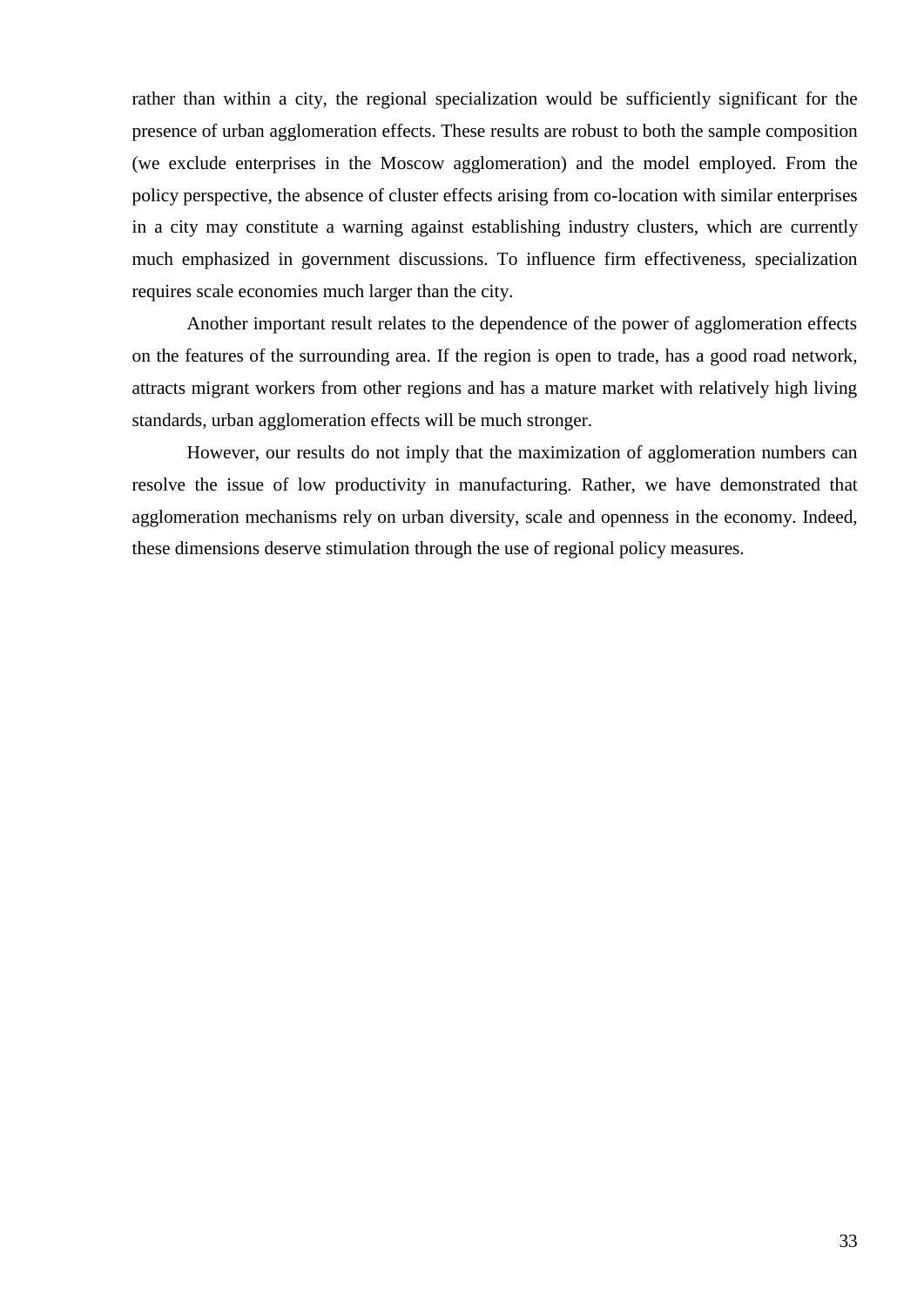rather than within a city, the regional specialization would be sufficiently significant for the presence of urban agglomeration effects. These results are robust to both the sample composition (we exclude enterprises in the Moscow agglomeration) and the model employed. From the policy perspective, the absence of cluster effects arising from co-location with similar enterprises in a city may constitute a warning against establishing industry clusters, which are currently much emphasized in government discussions. To influence firm effectiveness, specialization requires scale economies much larger than the city.

Another important result relates to the dependence of the power of agglomeration effects on the features of the surrounding area. If the region is open to trade, has a good road network, attracts migrant workers from other regions and has a mature market with relatively high living standards, urban agglomeration effects will be much stronger.

However, our results do not imply that the maximization of agglomeration numbers can resolve the issue of low productivity in manufacturing. Rather, we have demonstrated that agglomeration mechanisms rely on urban diversity, scale and openness in the economy. Indeed, these dimensions deserve stimulation through the use of regional policy measures.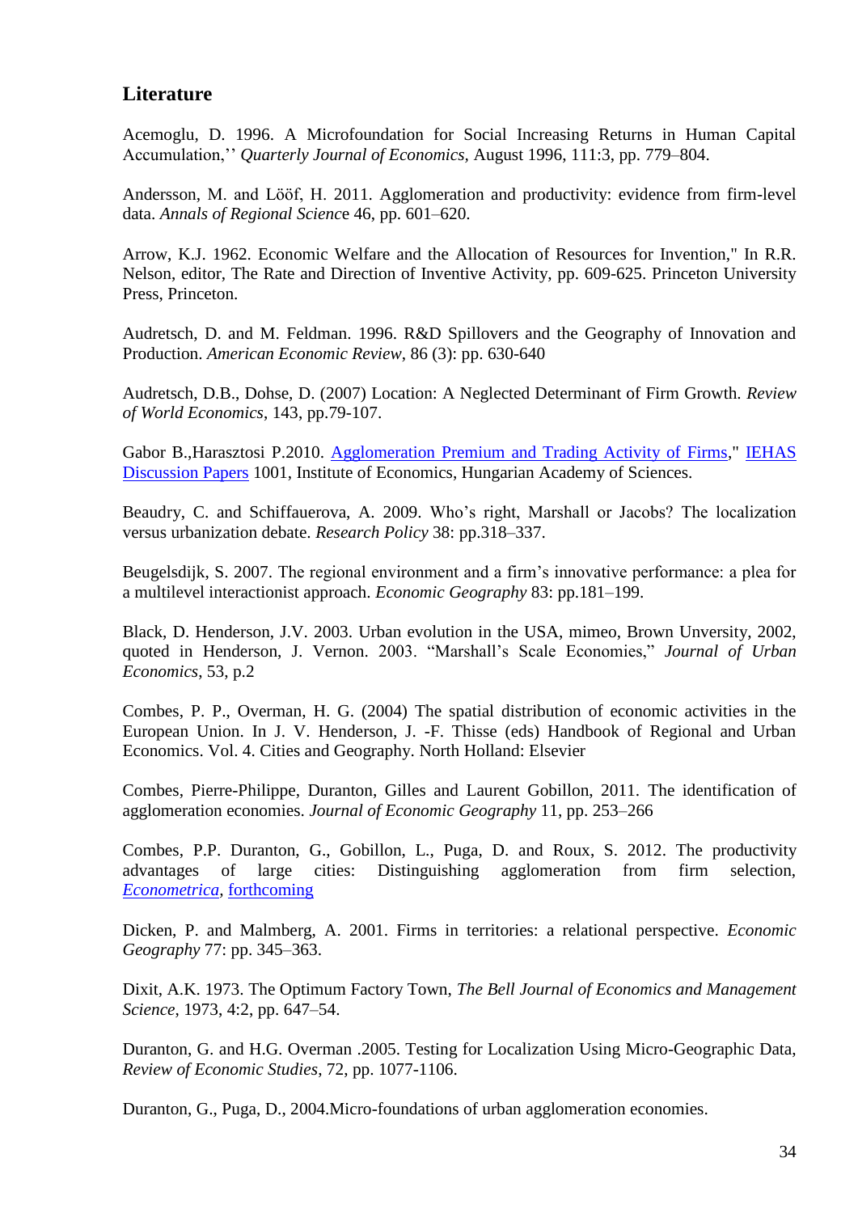## Literature

Acemoglu, D. 1996. A Microfoundation for Social Increasing Returns in Human Capital Accumulation,'' *Quarterly Journal of Economics*, August 1996, 111:3, pp. 779–804.

Andersson, M. and Lööf, H. 2011. Agglomeration and productivity: evidence from firm-level data. *Annals of Regional Science* 46, pp. 601–620.

Arrow, K.J. 1962. Economic Welfare and the Allocation of Resources for Invention," In R.R. Nelson, editor, The Rate and Direction of Inventive Activity, pp. 609-625. Princeton University Press, Princeton.

Audretsch, D. and M. Feldman. 1996. R&D Spillovers and the Geography of Innovation and Production. *American Economic Review*, 86 (3): pp. 630-640

Audretsch, D.B., Dohse, D. (2007) Location: A Neglected Determinant of Firm Growth. *Review of World Economics*, 143, pp.79-107.

Gabor B.,Harasztosi P.2010. Agglomeration Premium and Trading Activity of Firms," IEHAS Discussion Papers 1001, Institute of Economics, Hungarian Academy of Sciences.

Beaudry, C. and Schiffauerova, A. 2009. Who's right, Marshall or Jacobs? The localization versus urbanization debate. *Research Policy* 38: pp.318–337.

Beugelsdijk, S. 2007. The regional environment and a firm's innovative performance: a plea for a multilevel interactionist approach. *Economic Geography* 83: pp.181–199.

Black, D. Henderson, J.V. 2003. Urban evolution in the USA, mimeo, Brown Unversity, 2002, quoted in Henderson, J. Vernon. 2003. "Marshall's Scale Economies," *Journal of Urban Economics*, 53, p.2

Combes, P. P., Overman, H. G. (2004) The spatial distribution of economic activities in the European Union. In J. V. Henderson, J. -F. Thisse (eds) Handbook of Regional and Urban Economics. Vol. 4. Cities and Geography. North Holland: Elsevier

Combes, Pierre-Philippe, Duranton, Gilles and Laurent Gobillon, 2011. The identification of agglomeration economies. *Journal of Economic Geography* 11, pp. 253–266

Combes, P.P. Duranton, G., Gobillon, L., Puga, D. and Roux, S. 2012. The productivity advantages of large cities: Distinguishing agglomeration from firm selection, *Econometrica*, forthcoming

Dicken, P. and Malmberg, A. 2001. Firms in territories: a relational perspective. *Economic Geography* 77: pp. 345–363.

Dixit, A.K. 1973. The Optimum Factory Town, *The Bell Journal of Economics and Management Science*, 1973, 4:2, pp. 647–54.

Duranton, G. and H.G. Overman .2005. Testing for Localization Using Micro-Geographic Data, *Review of Economic Studies*, 72, pp. 1077-1106.

Duranton, G., Puga, D., 2004.Micro-foundations of urban agglomeration economies.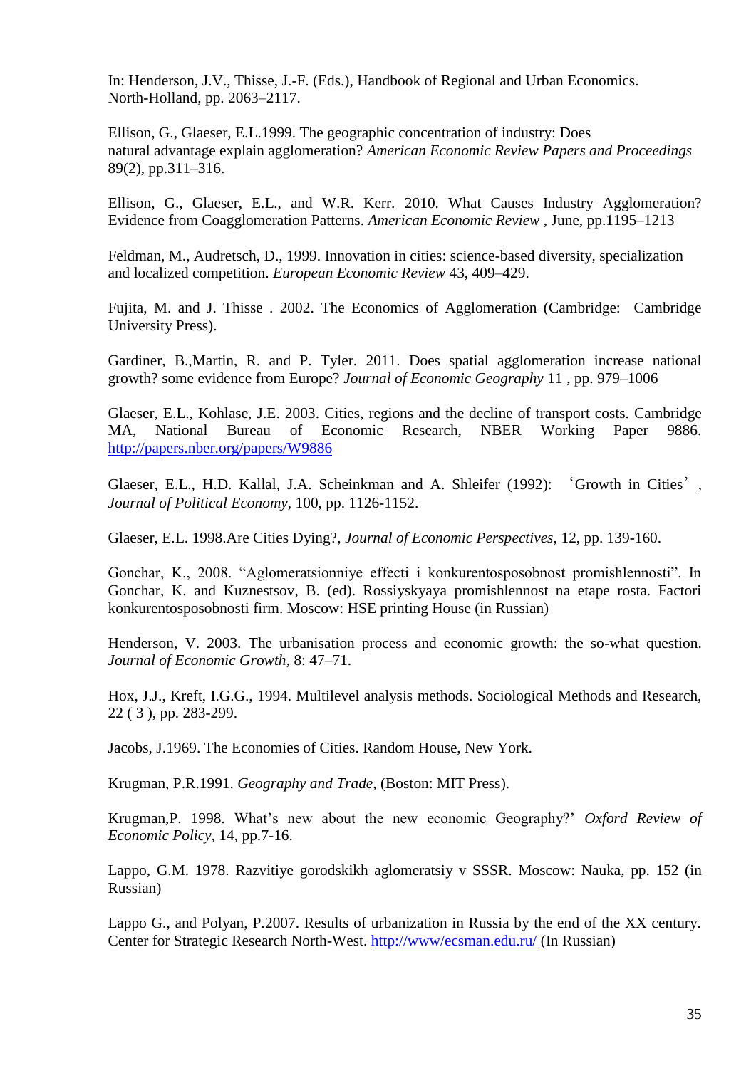In: Henderson, J.V., Thisse, J.-F. (Eds.), Handbook of Regional and Urban Economics. North-Holland, pp. 2063–2117.

Ellison, G., Glaeser, E.L.1999. The geographic concentration of industry: Does natural advantage explain agglomeration? *American Economic Review Papers and Proceedings* 89(2), pp.311–316.

Ellison, G., Glaeser, E.L., and W.R. Kerr. 2010. What Causes Industry Agglomeration? Evidence from Coagglomeration Patterns. *American Economic Review* , June, pp.1195–1213

Feldman, M., Audretsch, D., 1999. Innovation in cities: science-based diversity, specialization and localized competition. *European Economic Review* 43, 409–429.

Fujita, M. and J. Thisse . 2002. The Economics of Agglomeration (Cambridge: Cambridge University Press).

Gardiner, B.,Martin, R. and P. Tyler. 2011. Does spatial agglomeration increase national growth? some evidence from Europe? *Journal of Economic Geography* 11 , pp. 979–1006

Glaeser, E.L., Kohlase, J.E. 2003. Cities, regions and the decline of transport costs. Cambridge MA, National Bureau of Economic Research, NBER Working Paper 9886. http://papers.nber.org/papers/W9886

Glaeser, E.L., H.D. Kallal, J.A. Scheinkman and A. Shleifer (1992): 'Growth in Cities', *Journal of Political Economy*, 100, pp. 1126-1152.

Glaeser, E.L. 1998.Are Cities Dying?, *Journal of Economic Perspectives*, 12, pp. 139-160.

Gonchar, K., 2008. "Aglomeratsionniye effecti i konkurentosposobnost promishlennosti". In Gonchar, K. and Kuznestsov, B. (ed). Rossiyskyaya promishlennost na etape rosta. Factori konkurentosposobnosti firm. Moscow: HSE printing House (in Russian)

Henderson, V. 2003. The urbanisation process and economic growth: the so-what question. *Journal of Economic Growth*, 8: 47–71.

Hox, J.J., Kreft, I.G.G., 1994. Multilevel analysis methods. Sociological Methods and Research, 22 ( 3 ), pp. 283-299.

Jacobs, J.1969. The Economies of Cities. Random House, New York.

Krugman, P.R.1991. *Geography and Trade*, (Boston: MIT Press).

Krugman,P. 1998. What's new about the new economic Geography?' *Oxford Review of Economic Policy*, 14, pp.7-16.

Lappo, G.M. 1978. Razvitiye gorodskikh aglomeratsiy v SSSR. Moscow: Nauka, pp. 152 (in Russian)

Lappo G., and Polyan, P.2007. Results of urbanization in Russia by the end of the XX century. Center for Strategic Research North-West. http://www.ecsman.edu.ru/ (In Russian)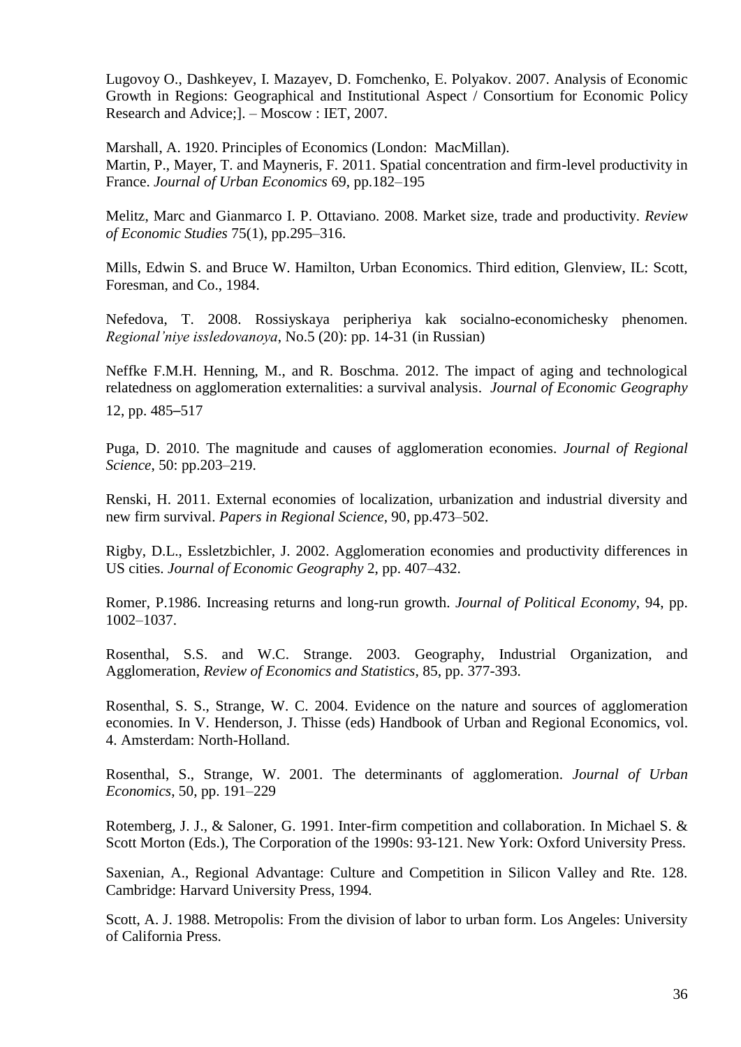Lugovoy O., Dashkeyev, I. Mazayev, D. Fomchenko, E. Polyakov. 2007. Analysis of Economic Growth in Regions: Geographical and Institutional Aspect / Consortium for Economic Policy Research and Advice;]. – Moscow : IET, 2007.

Marshall, A. 1920. Principles of Economics (London: MacMillan).
Martin, P., Mayer, T. and Mayneris, F. 2011. Spatial concentration and firm-level productivity in France. *Journal of Urban Economics* 69, pp.182–195

Melitz, Marc and Gianmarco I. P. Ottaviano. 2008. Market size, trade and productivity. *Review of Economic Studies* 75(1), pp.295–316.

Mills, Edwin S. and Bruce W. Hamilton, Urban Economics. Third edition, Glenview, IL: Scott, Foresman, and Co., 1984.

Nefedova, T. 2008. Rossiyskaya peripheriya kak socialno-economichesky phenomen. *Regional'niye issledovanoya*, No.5 (20): pp. 14-31 (in Russian)

Neffke F.M.H. Henning, M., and R. Boschma. 2012. The impact of aging and technological relatedness on agglomeration externalities: a survival analysis. *Journal of Economic Geography* 12, pp. 485–517

Puga, D. 2010. The magnitude and causes of agglomeration economies. *Journal of Regional Science*, 50: pp.203–219.

Renski, H. 2011. External economies of localization, urbanization and industrial diversity and new firm survival. *Papers in Regional Science*, 90, pp.473–502.

Rigby, D.L., Essletzbichler, J. 2002. Agglomeration economies and productivity differences in US cities. *Journal of Economic Geography* 2, pp. 407–432.

Romer, P.1986. Increasing returns and long-run growth. *Journal of Political Economy*, 94, pp. 1002–1037.

Rosenthal, S.S. and W.C. Strange. 2003. Geography, Industrial Organization, and Agglomeration, *Review of Economics and Statistics*, 85, pp. 377-393.

Rosenthal, S. S., Strange, W. C. 2004. Evidence on the nature and sources of agglomeration economies. In V. Henderson, J. Thisse (eds) Handbook of Urban and Regional Economics, vol. 4. Amsterdam: North-Holland.

Rosenthal, S., Strange, W. 2001. The determinants of agglomeration. *Journal of Urban Economics*, 50, pp. 191–229

Rotemberg, J. J., & Saloner, G. 1991. Inter-firm competition and collaboration. In Michael S. & Scott Morton (Eds.), The Corporation of the 1990s: 93-121. New York: Oxford University Press.

Saxenian, A., Regional Advantage: Culture and Competition in Silicon Valley and Rte. 128. Cambridge: Harvard University Press, 1994.

Scott, A. J. 1988. Metropolis: From the division of labor to urban form. Los Angeles: University of California Press.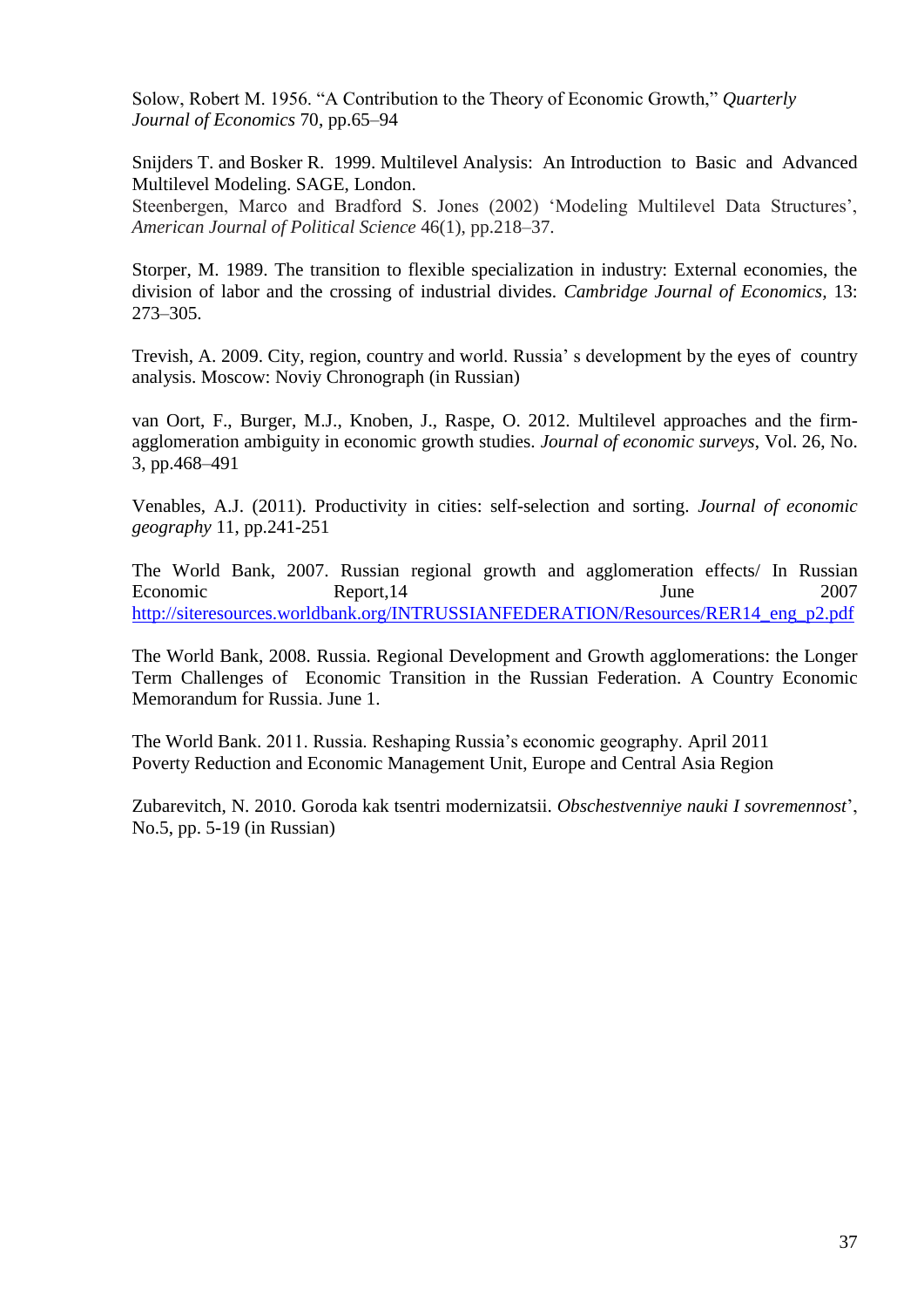Solow, Robert M. 1956. “A Contribution to the Theory of Economic Growth,” *Quarterly Journal of Economics* 70, pp.65–94

Snijders T. and Bosker R. 1999. Multilevel Analysis: An Introduction to Basic and Advanced Multilevel Modeling. SAGE, London.

Steenbergen, Marco and Bradford S. Jones (2002) ‘Modeling Multilevel Data Structures’, *American Journal of Political Science* 46(1), pp.218–37.

Storper, M. 1989. The transition to flexible specialization in industry: External economies, the division of labor and the crossing of industrial divides. *Cambridge Journal of Economics,* 13: 273–305.

Trevish, A. 2009. City, region, country and world. Russia’ s development by the eyes of country analysis. Moscow: Noviy Chronograph (in Russian)

van Oort, F., Burger, M.J., Knoben, J., Raspe, O. 2012. Multilevel approaches and the firm-agglomeration ambiguity in economic growth studies. *Journal of economic surveys*, Vol. 26, No. 3, pp.468–491

Venables, A.J. (2011). Productivity in cities: self-selection and sorting. *Journal of economic geography* 11, pp.241-251

The World Bank, 2007. Russian regional growth and agglomeration effects/ In Russian Economic Report,14 June 2007 http://siteresources.worldbank.org/INTRUSSIANFEDERATION/Resources/RER14_eng_p2.pdf

The World Bank, 2008. Russia. Regional Development and Growth agglomerations: the Longer Term Challenges of Economic Transition in the Russian Federation. A Country Economic Memorandum for Russia. June 1.

The World Bank. 2011. Russia. Reshaping Russia’s economic geography. April 2011 Poverty Reduction and Economic Management Unit, Europe and Central Asia Region

Zubarevitch, N. 2010. Goroda kak tsentri modernizatsii. *Obschestvenniye nauki I sovremennost*’, No.5, pp. 5-19 (in Russian)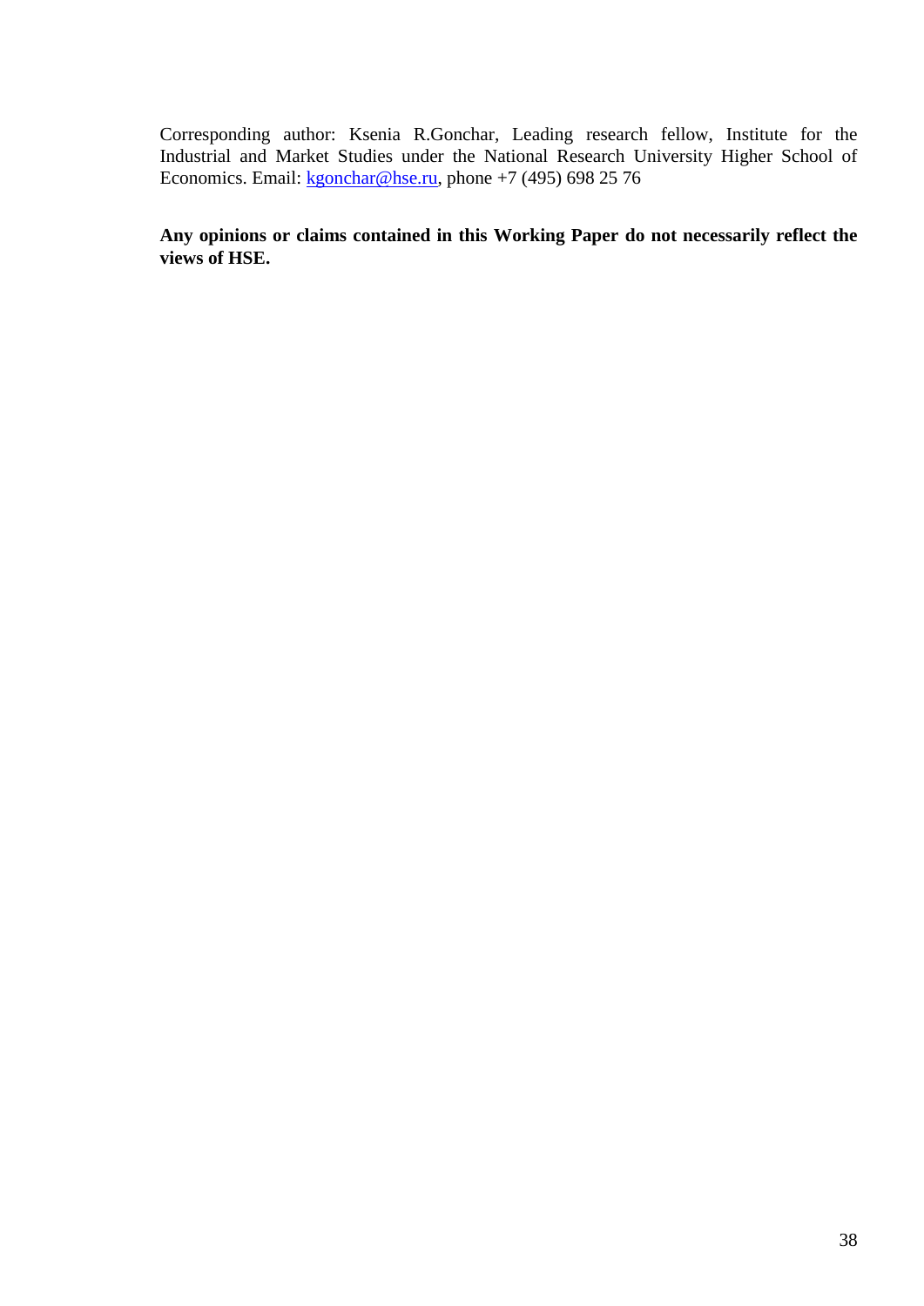Corresponding author: Ksenia R.Gonchar, Leading research fellow, Institute for the Industrial and Market Studies under the National Research University Higher School of Economics. Email: kgonchar@hse.ru, phone +7 (495) 698 25 76

**Any opinions or claims contained in this Working Paper do not necessarily reflect the views of HSE.**